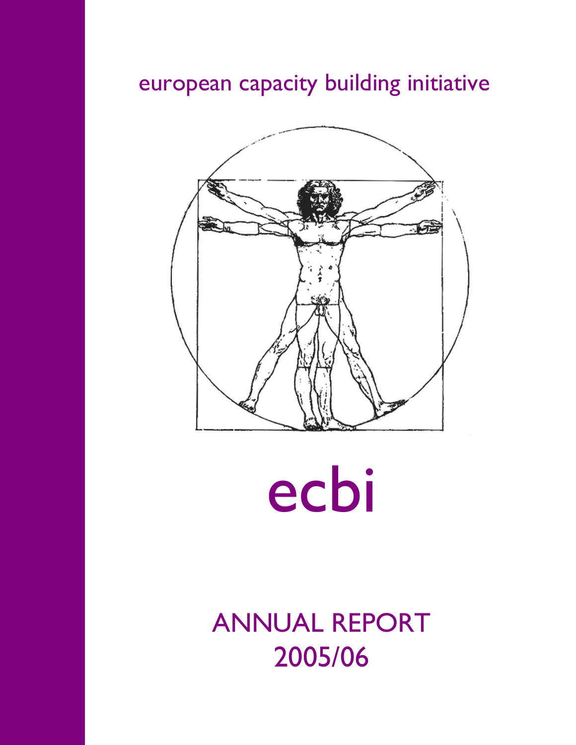european capacity building initiative

# ecbi

## ANNUAL REPORT 2005/06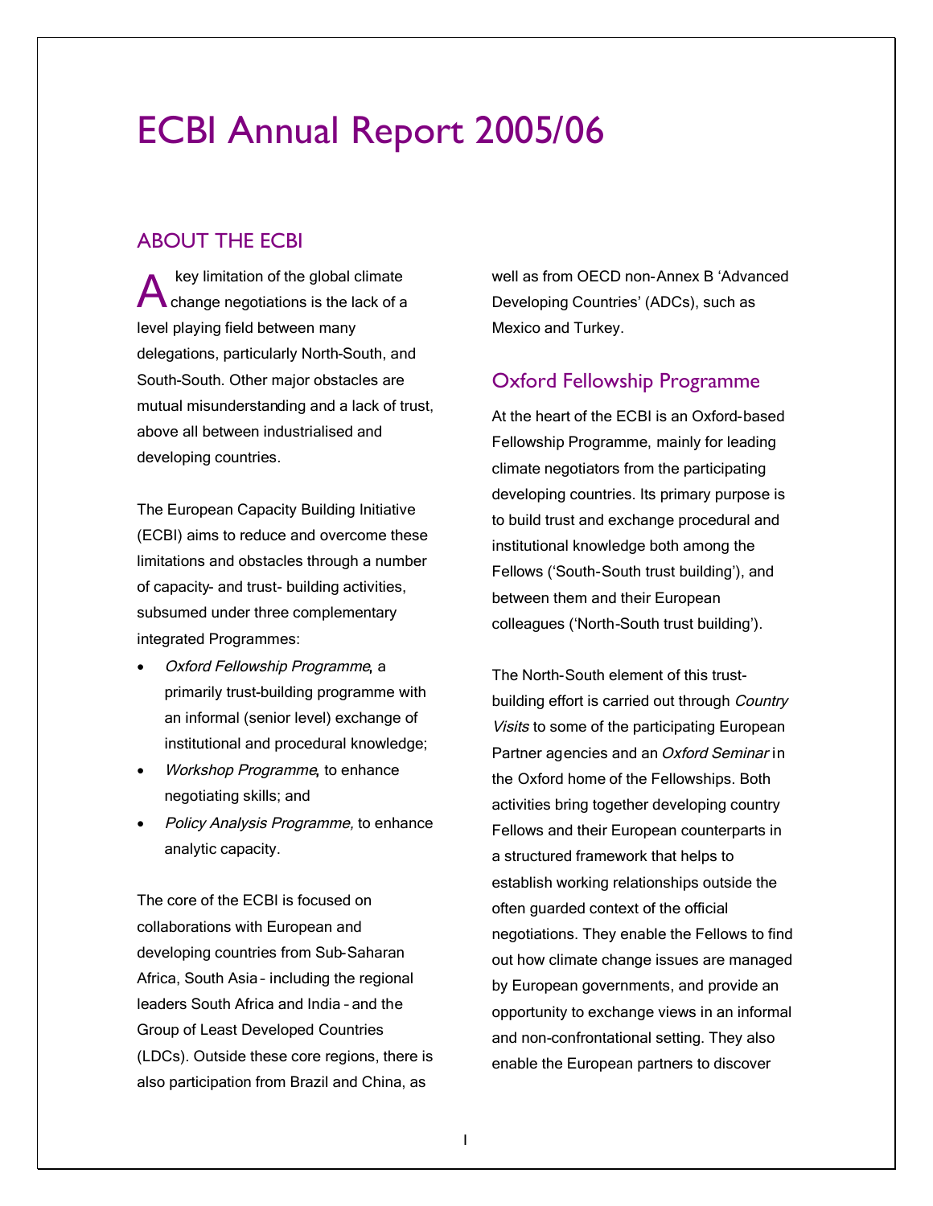# ECBI Annual Report 2005/06

## ABOUT THE ECBI

A key limitation of the global climate change negotiations is the lack of a level playing field between many delegations, particularly North-South, and South-South. Other major obstacles are mutual misunderstanding and a lack of trust, above all between industrialised and developing countries.

The European Capacity Building Initiative (ECBI) aims to reduce and overcome these limitations and obstacles through a number of capacity- and trust- building activities, subsumed under three complementary integrated Programmes:

- *Oxford Fellowship Programme*, a primarily trust-building programme with an informal (senior level) exchange of institutional and procedural knowledge;
- *Workshop Programme*, to enhance negotiating skills; and
- *Policy Analysis Programme,* to enhance analytic capacity.

The core of the ECBI is focused on collaborations with European and developing countries from Sub-Saharan Africa, South Asia – including the regional leaders South Africa and India – and the Group of Least Developed Countries (LDCs). Outside these core regions, there is also participation from Brazil and China, as well as from OECD non-Annex B 'Advanced Developing Countries' (ADCs), such as Mexico and Turkey.

### Oxford Fellowship Programme

At the heart of the ECBI is an Oxford-based Fellowship Programme, mainly for leading climate negotiators from the participating developing countries. Its primary purpose is to build trust and exchange procedural and institutional knowledge both among the Fellows ('South-South trust building'), and between them and their European colleagues ('North-South trust building').

The North-South element of this trust-building effort is carried out through *Country Visits* to some of the participating European Partner agencies and an *Oxford Seminar* in the Oxford home of the Fellowships. Both activities bring together developing country Fellows and their European counterparts in a structured framework that helps to establish working relationships outside the often guarded context of the official negotiations. They enable the Fellows to find out how climate change issues are managed by European governments, and provide an opportunity to exchange views in an informal and non-confrontational setting. They also enable the European partners to discover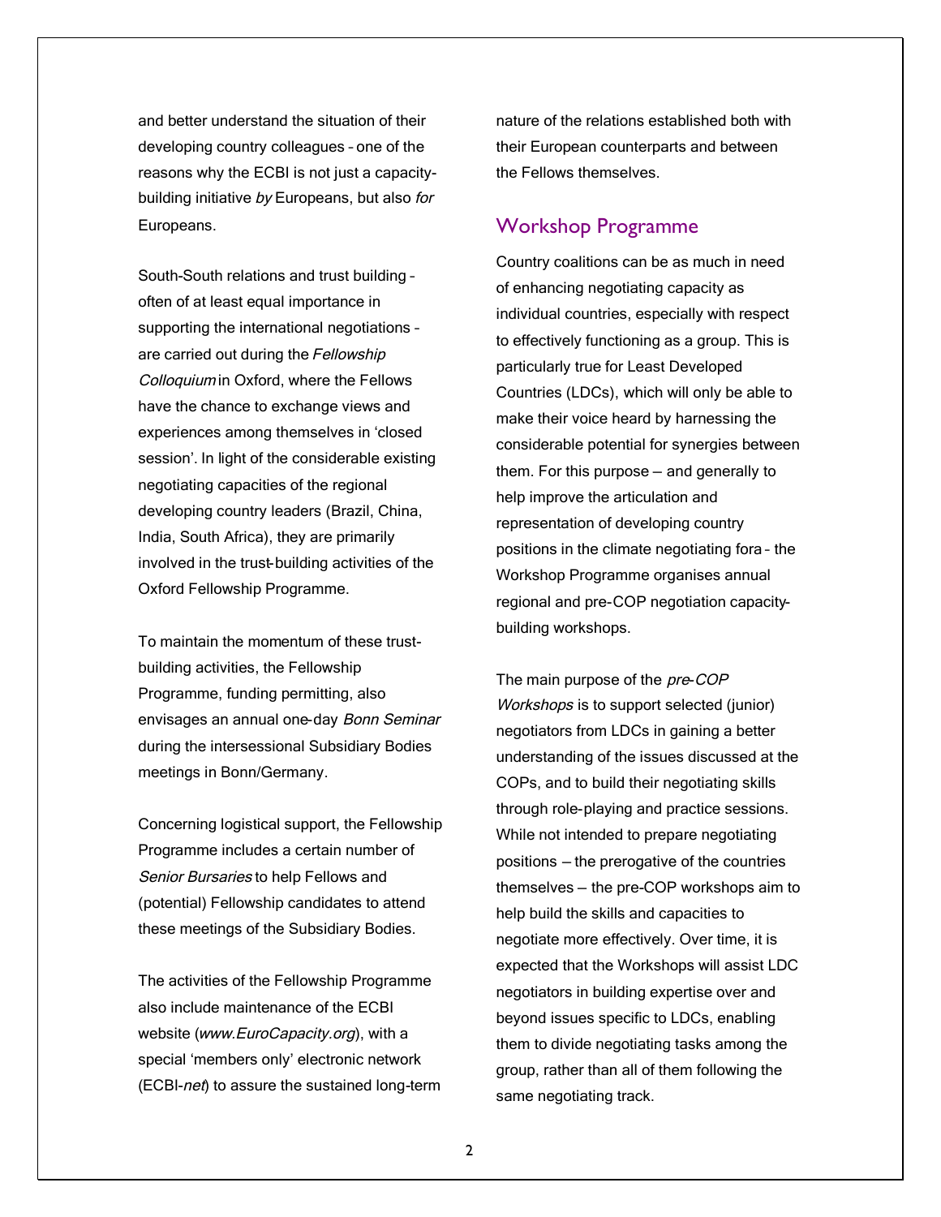and better understand the situation of their developing country colleagues – one of the reasons why the ECBI is not just a capacity-building initiative *by* Europeans, but also *for* Europeans.

South-South relations and trust building – often of at least equal importance in supporting the international negotiations – are carried out during the *Fellowship Colloquium* in Oxford, where the Fellows have the chance to exchange views and experiences among themselves in 'closed session'. In light of the considerable existing negotiating capacities of the regional developing country leaders (Brazil, China, India, South Africa), they are primarily involved in the trust-building activities of the Oxford Fellowship Programme.

To maintain the momentum of these trust-building activities, the Fellowship Programme, funding permitting, also envisages an annual one-day *Bonn Seminar* during the intersessional Subsidiary Bodies meetings in Bonn/Germany.

Concerning logistical support, the Fellowship Programme includes a certain number of *Senior Bursaries* to help Fellows and (potential) Fellowship candidates to attend these meetings of the Subsidiary Bodies.

The activities of the Fellowship Programme also include maintenance of the ECBI website (*www.EuroCapacity.org*), with a special 'members only' electronic network (ECBI-*net*) to assure the sustained long-term nature of the relations established both with their European counterparts and between the Fellows themselves.

## Workshop Programme

Country coalitions can be as much in need of enhancing negotiating capacity as individual countries, especially with respect to effectively functioning as a group. This is particularly true for Least Developed Countries (LDCs), which will only be able to make their voice heard by harnessing the considerable potential for synergies between them. For this purpose — and generally to help improve the articulation and representation of developing country positions in the climate negotiating fora – the Workshop Programme organises annual regional and pre-COP negotiation capacity-building workshops.

The main purpose of the *pre-COP Workshops* is to support selected (junior) negotiators from LDCs in gaining a better understanding of the issues discussed at the COPs, and to build their negotiating skills through role-playing and practice sessions. While not intended to prepare negotiating positions — the prerogative of the countries themselves — the pre-COP workshops aim to help build the skills and capacities to negotiate more effectively. Over time, it is expected that the Workshops will assist LDC negotiators in building expertise over and beyond issues specific to LDCs, enabling them to divide negotiating tasks among the group, rather than all of them following the same negotiating track.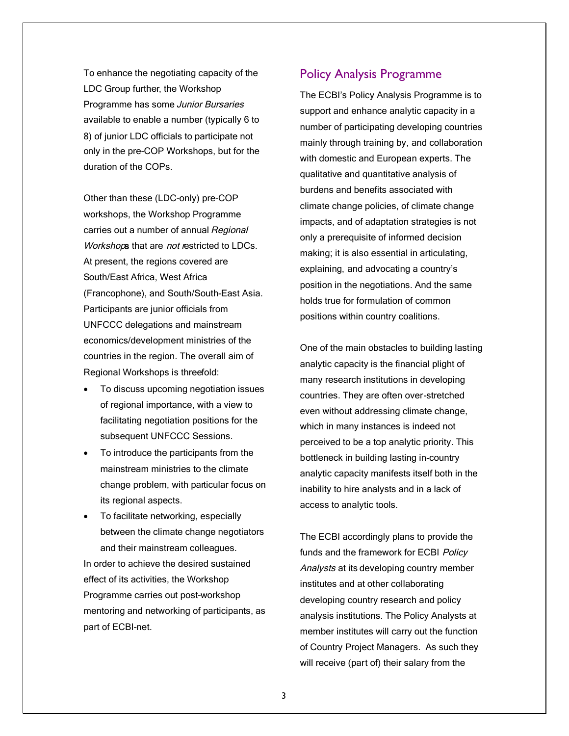To enhance the negotiating capacity of the LDC Group further, the Workshop Programme has some *Junior Bursaries* available to enable a number (typically 6 to 8) of junior LDC officials to participate not only in the pre-COP Workshops, but for the duration of the COPs.

Other than these (LDC-only) pre-COP workshops, the Workshop Programme carries out a number of annual *Regional Workshops* that are *not* restricted to LDCs. At present, the regions covered are South/East Africa, West Africa (Francophone), and South/South-East Asia. Participants are junior officials from UNFCCC delegations and mainstream economics/development ministries of the countries in the region. The overall aim of Regional Workshops is threefold:

- To discuss upcoming negotiation issues of regional importance, with a view to facilitating negotiation positions for the subsequent UNFCCC Sessions.
- To introduce the participants from the mainstream ministries to the climate change problem, with particular focus on its regional aspects.
- To facilitate networking, especially between the climate change negotiators and their mainstream colleagues.

In order to achieve the desired sustained effect of its activities, the Workshop Programme carries out post-workshop mentoring and networking of participants, as part of ECBI-net.

## Policy Analysis Programme

The ECBI's Policy Analysis Programme is to support and enhance analytic capacity in a number of participating developing countries mainly through training by, and collaboration with domestic and European experts. The qualitative and quantitative analysis of burdens and benefits associated with climate change policies, of climate change impacts, and of adaptation strategies is not only a prerequisite of informed decision making; it is also essential in articulating, explaining, and advocating a country's position in the negotiations. And the same holds true for formulation of common positions within country coalitions.

One of the main obstacles to building lasting analytic capacity is the financial plight of many research institutions in developing countries. They are often over-stretched even without addressing climate change, which in many instances is indeed not perceived to be a top analytic priority. This bottleneck in building lasting in-country analytic capacity manifests itself both in the inability to hire analysts and in a lack of access to analytic tools.

The ECBI accordingly plans to provide the funds and the framework for ECBI *Policy Analysts* at its developing country member institutes and at other collaborating developing country research and policy analysis institutions. The Policy Analysts at member institutes will carry out the function of Country Project Managers. As such they will receive (part of) their salary from the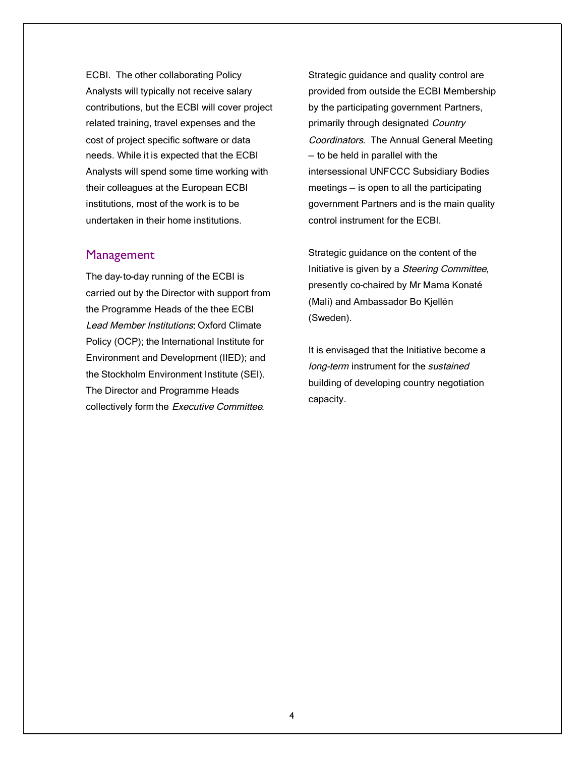ECBI. The other collaborating Policy Analysts will typically not receive salary contributions, but the ECBI will cover project related training, travel expenses and the cost of project specific software or data needs. While it is expected that the ECBI Analysts will spend some time working with their colleagues at the European ECBI institutions, most of the work is to be undertaken in their home institutions.

## Management

The day-to-day running of the ECBI is carried out by the Director with support from the Programme Heads of the thee ECBI *Lead Member Institutions*: Oxford Climate Policy (OCP); the International Institute for Environment and Development (IIED); and the Stockholm Environment Institute (SEI). The Director and Programme Heads collectively form the *Executive Committee*.

Strategic guidance and quality control are provided from outside the ECBI Membership by the participating government Partners, primarily through designated *Country Coordinators*. The Annual General Meeting – to be held in parallel with the intersessional UNFCCC Subsidiary Bodies meetings – is open to all the participating government Partners and is the main quality control instrument for the ECBI.

Strategic guidance on the content of the Initiative is given by a *Steering Committee*, presently co-chaired by Mr Mama Konaté (Mali) and Ambassador Bo Kjellén (Sweden).

It is envisaged that the Initiative become a *long-term* instrument for the *sustained* building of developing country negotiation capacity.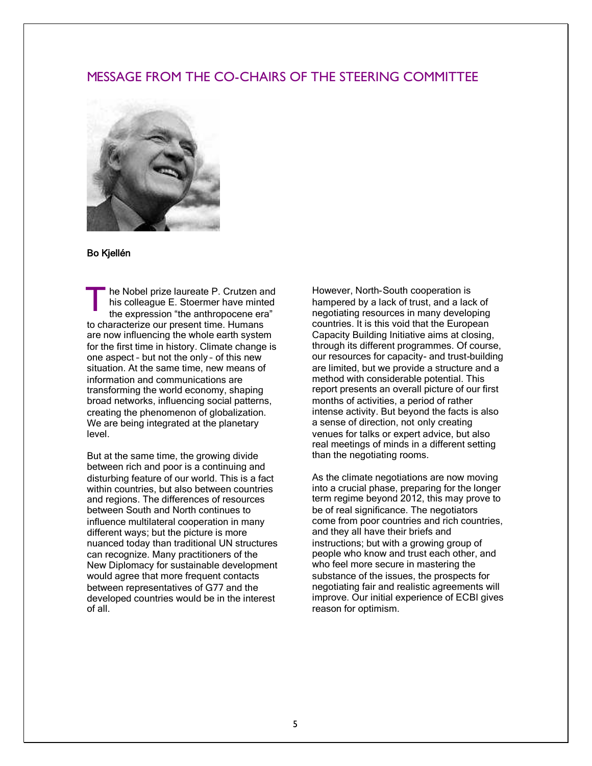# MESSAGE FROM THE CO-CHAIRS OF THE STEERING COMMITTEE

**Bo Kjellén**

The Nobel prize laureate P. Crutzen and his colleague E. Stoermer have minted the expression "the anthropocene era" to characterize our present time. Humans are now influencing the whole earth system for the first time in history. Climate change is one aspect – but not the only – of this new situation. At the same time, new means of information and communications are transforming the world economy, shaping broad networks, influencing social patterns, creating the phenomenon of globalization. We are being integrated at the planetary level.

But at the same time, the growing divide between rich and poor is a continuing and disturbing feature of our world. This is a fact within countries, but also between countries and regions. The differences of resources between South and North continues to influence multilateral cooperation in many different ways; but the picture is more nuanced today than traditional UN structures can recognize. Many practitioners of the New Diplomacy for sustainable development would agree that more frequent contacts between representatives of G77 and the developed countries would be in the interest of all.

However, North-South cooperation is hampered by a lack of trust, and a lack of negotiating resources in many developing countries. It is this void that the European Capacity Building Initiative aims at closing, through its different programmes. Of course, our resources for capacity- and trust-building are limited, but we provide a structure and a method with considerable potential. This report presents an overall picture of our first months of activities, a period of rather intense activity. But beyond the facts is also a sense of direction, not only creating venues for talks or expert advice, but also real meetings of minds in a different setting than the negotiating rooms.

As the climate negotiations are now moving into a crucial phase, preparing for the longer term regime beyond 2012, this may prove to be of real significance. The negotiators come from poor countries and rich countries, and they all have their briefs and instructions; but with a growing group of people who know and trust each other, and who feel more secure in mastering the substance of the issues, the prospects for negotiating fair and realistic agreements will improve. Our initial experience of ECBI gives reason for optimism.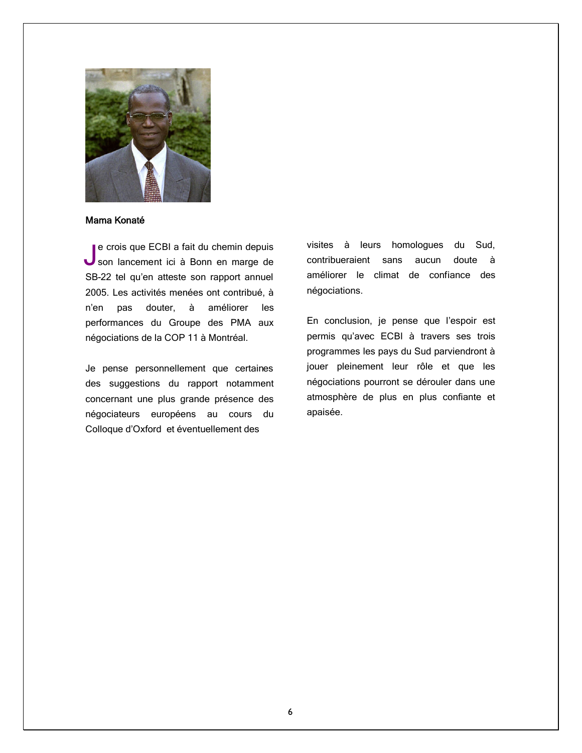**Mama Konaté**

Je crois que ECBI a fait du chemin depuis son lancement ici à Bonn en marge de SB-22 tel qu'en atteste son rapport annuel 2005. Les activités menées ont contribué, à n'en pas douter, à améliorer les performances du Groupe des PMA aux négociations de la COP 11 à Montréal.

Je pense personnellement que certaines des suggestions du rapport notamment concernant une plus grande présence des négociateurs européens au cours du Colloque d'Oxford et éventuellement des visites à leurs homologues du Sud, contribueraient sans aucun doute à améliorer le climat de confiance des négociations.

En conclusion, je pense que l'espoir est permis qu'avec ECBI à travers ses trois programmes les pays du Sud parviendront à jouer pleinement leur rôle et que les négociations pourront se dérouler dans une atmosphère de plus en plus confiante et apaisée.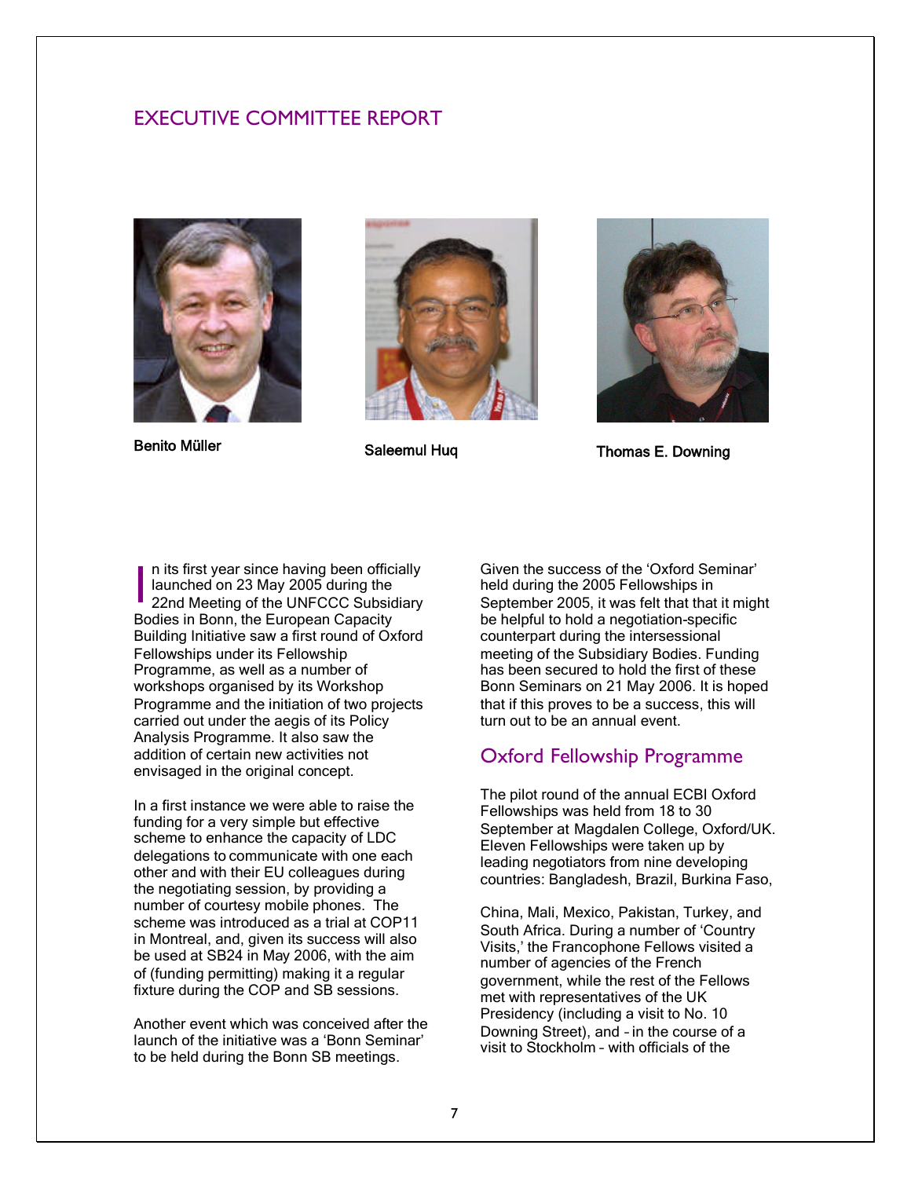# EXECUTIVE COMMITTEE REPORT

Benito Müller

Saleemul Huq

Thomas E. Downing

In its first year since having been officially launched on 23 May 2005 during the 22nd Meeting of the UNFCCC Subsidiary Bodies in Bonn, the European Capacity Building Initiative saw a first round of Oxford Fellowships under its Fellowship Programme, as well as a number of workshops organised by its Workshop Programme and the initiation of two projects carried out under the aegis of its Policy Analysis Programme. It also saw the addition of certain new activities not envisaged in the original concept.

In a first instance we were able to raise the funding for a very simple but effective scheme to enhance the capacity of LDC delegations to communicate with one each other and with their EU colleagues during the negotiating session, by providing a number of courtesy mobile phones. The scheme was introduced as a trial at COP11 in Montreal, and, given its success will also be used at SB24 in May 2006, with the aim of (funding permitting) making it a regular fixture during the COP and SB sessions.

Another event which was conceived after the launch of the initiative was a 'Bonn Seminar' to be held during the Bonn SB meetings.

Given the success of the 'Oxford Seminar' held during the 2005 Fellowships in September 2005, it was felt that that it might be helpful to hold a negotiation-specific counterpart during the intersessional meeting of the Subsidiary Bodies. Funding has been secured to hold the first of these Bonn Seminars on 21 May 2006. It is hoped that if this proves to be a success, this will turn out to be an annual event.

## Oxford Fellowship Programme

The pilot round of the annual ECBI Oxford Fellowships was held from 18 to 30 September at Magdalen College, Oxford/UK. Eleven Fellowships were taken up by leading negotiators from nine developing countries: Bangladesh, Brazil, Burkina Faso, China, Mali, Mexico, Pakistan, Turkey, and South Africa. During a number of 'Country Visits,' the Francophone Fellows visited a number of agencies of the French government, while the rest of the Fellows met with representatives of the UK Presidency (including a visit to No. 10 Downing Street), and – in the course of a visit to Stockholm – with officials of the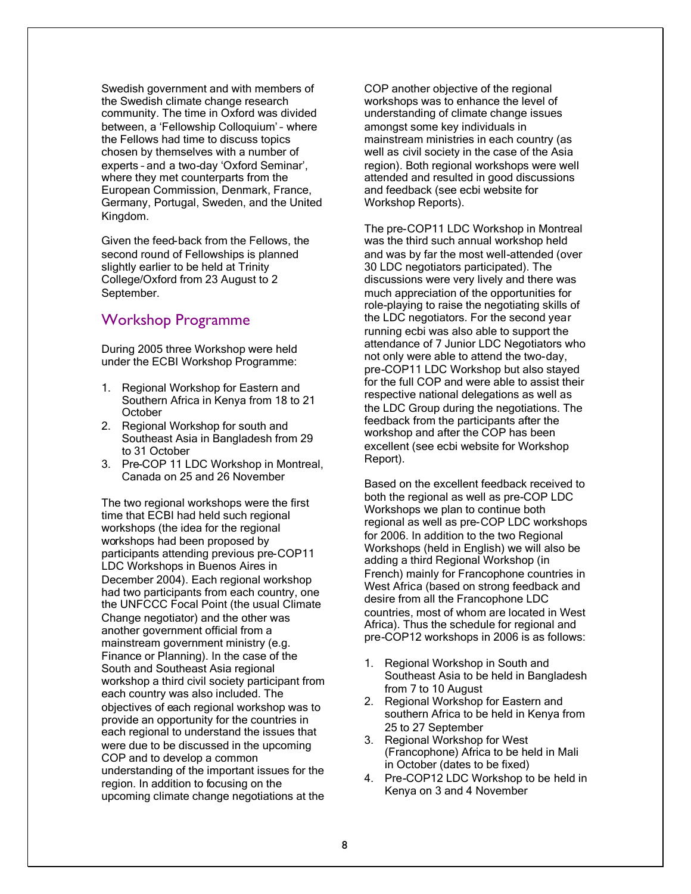Swedish government and with members of the Swedish climate change research community. The time in Oxford was divided between, a 'Fellowship Colloquium' – where the Fellows had time to discuss topics chosen by themselves with a number of experts – and a two-day 'Oxford Seminar', where they met counterparts from the European Commission, Denmark, France, Germany, Portugal, Sweden, and the United Kingdom.

Given the feed-back from the Fellows, the second round of Fellowships is planned slightly earlier to be held at Trinity College/Oxford from 23 August to 2 September.

## Workshop Programme

During 2005 three Workshop were held under the ECBI Workshop Programme:

1. Regional Workshop for Eastern and Southern Africa in Kenya from 18 to 21 October
2. Regional Workshop for south and Southeast Asia in Bangladesh from 29 to 31 October
3. Pre-COP 11 LDC Workshop in Montreal, Canada on 25 and 26 November

The two regional workshops were the first time that ECBI had held such regional workshops (the idea for the regional workshops had been proposed by participants attending previous pre-COP11 LDC Workshops in Buenos Aires in December 2004). Each regional workshop had two participants from each country, one the UNFCCC Focal Point (the usual Climate Change negotiator) and the other was another government official from a mainstream government ministry (e.g. Finance or Planning). In the case of the South and Southeast Asia regional workshop a third civil society participant from each country was also included. The objectives of each regional workshop was to provide an opportunity for the countries in each regional to understand the issues that were due to be discussed in the upcoming COP and to develop a common understanding of the important issues for the region. In addition to focusing on the upcoming climate change negotiations at the COP another objective of the regional workshops was to enhance the level of understanding of climate change issues amongst some key individuals in mainstream ministries in each country (as well as civil society in the case of the Asia region). Both regional workshops were well attended and resulted in good discussions and feedback (see ecbi website for Workshop Reports).

The pre-COP11 LDC Workshop in Montreal was the third such annual workshop held and was by far the most well-attended (over 30 LDC negotiators participated). The discussions were very lively and there was much appreciation of the opportunities for role-playing to raise the negotiating skills of the LDC negotiators. For the second year running ecbi was also able to support the attendance of 7 Junior LDC Negotiators who not only were able to attend the two-day, pre-COP11 LDC Workshop but also stayed for the full COP and were able to assist their respective national delegations as well as the LDC Group during the negotiations. The feedback from the participants after the workshop and after the COP has been excellent (see ecbi website for Workshop Report).

Based on the excellent feedback received to both the regional as well as pre-COP LDC Workshops we plan to continue both regional as well as pre-COP LDC workshops for 2006. In addition to the two Regional Workshops (held in English) we will also be adding a third Regional Workshop (in French) mainly for Francophone countries in West Africa (based on strong feedback and desire from all the Francophone LDC countries, most of whom are located in West Africa). Thus the schedule for regional and pre-COP12 workshops in 2006 is as follows:

1. Regional Workshop in South and Southeast Asia to be held in Bangladesh from 7 to 10 August
2. Regional Workshop for Eastern and southern Africa to be held in Kenya from 25 to 27 September
3. Regional Workshop for West (Francophone) Africa to be held in Mali in October (dates to be fixed)
4. Pre-COP12 LDC Workshop to be held in Kenya on 3 and 4 November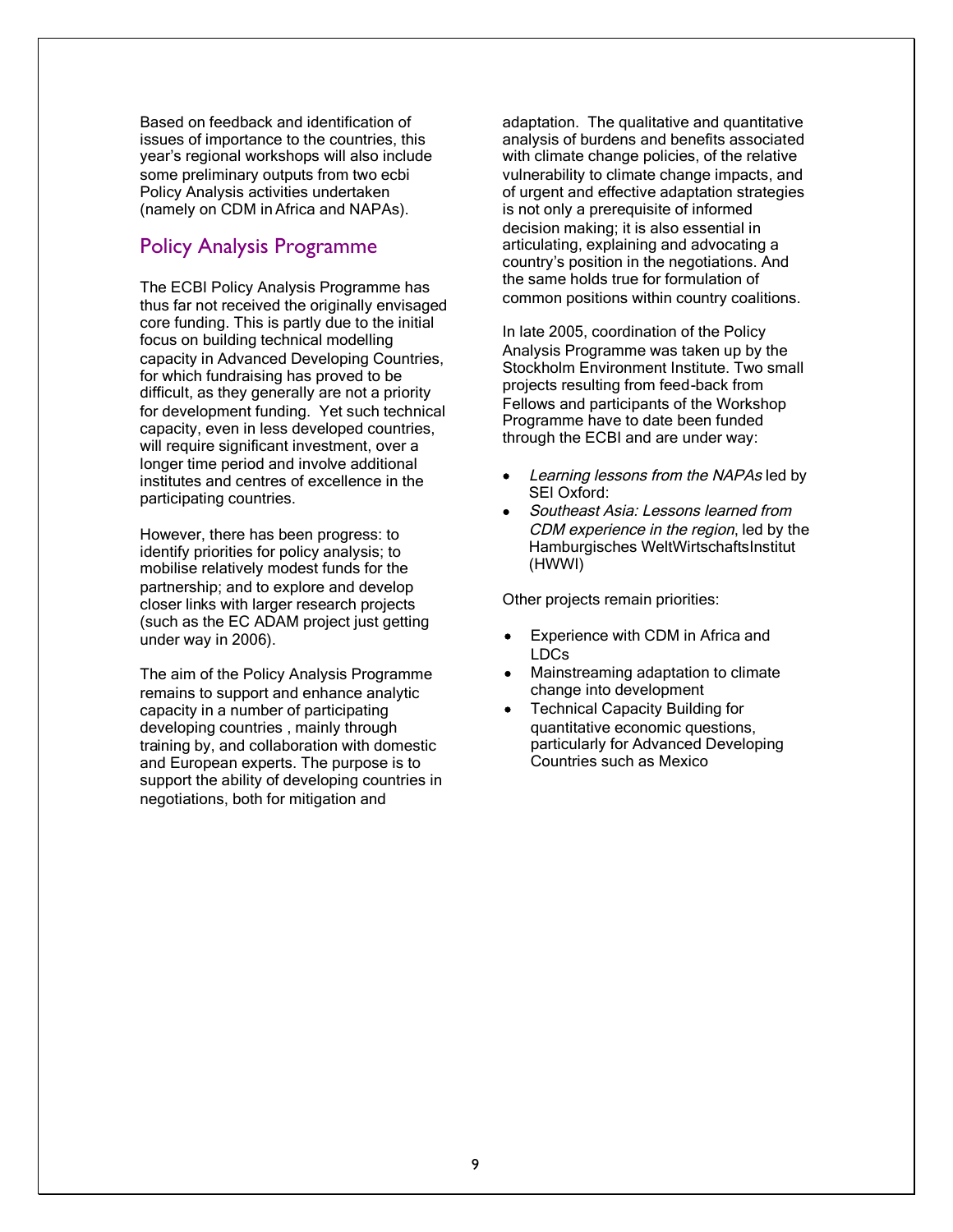Based on feedback and identification of issues of importance to the countries, this year's regional workshops will also include some preliminary outputs from two ecbi Policy Analysis activities undertaken (namely on CDM in Africa and NAPAs).

## Policy Analysis Programme

The ECBI Policy Analysis Programme has thus far not received the originally envisaged core funding. This is partly due to the initial focus on building technical modelling capacity in Advanced Developing Countries, for which fundraising has proved to be difficult, as they generally are not a priority for development funding. Yet such technical capacity, even in less developed countries, will require significant investment, over a longer time period and involve additional institutes and centres of excellence in the participating countries.

However, there has been progress: to identify priorities for policy analysis; to mobilise relatively modest funds for the partnership; and to explore and develop closer links with larger research projects (such as the EC ADAM project just getting under way in 2006).

The aim of the Policy Analysis Programme remains to support and enhance analytic capacity in a number of participating developing countries , mainly through training by, and collaboration with domestic and European experts. The purpose is to support the ability of developing countries in negotiations, both for mitigation and adaptation. The qualitative and quantitative analysis of burdens and benefits associated with climate change policies, of the relative vulnerability to climate change impacts, and of urgent and effective adaptation strategies is not only a prerequisite of informed decision making; it is also essential in articulating, explaining and advocating a country's position in the negotiations. And the same holds true for formulation of common positions within country coalitions.

In late 2005, coordination of the Policy Analysis Programme was taken up by the Stockholm Environment Institute. Two small projects resulting from feed-back from Fellows and participants of the Workshop Programme have to date been funded through the ECBI and are under way:

- *Learning lessons from the NAPAs* led by SEI Oxford:
- *Southeast Asia: Lessons learned from CDM experience in the region*, led by the Hamburgisches WeltWirtschaftsInstitut (HWWI)

Other projects remain priorities:

- Experience with CDM in Africa and LDCs
- Mainstreaming adaptation to climate change into development
- Technical Capacity Building for quantitative economic questions, particularly for Advanced Developing Countries such as Mexico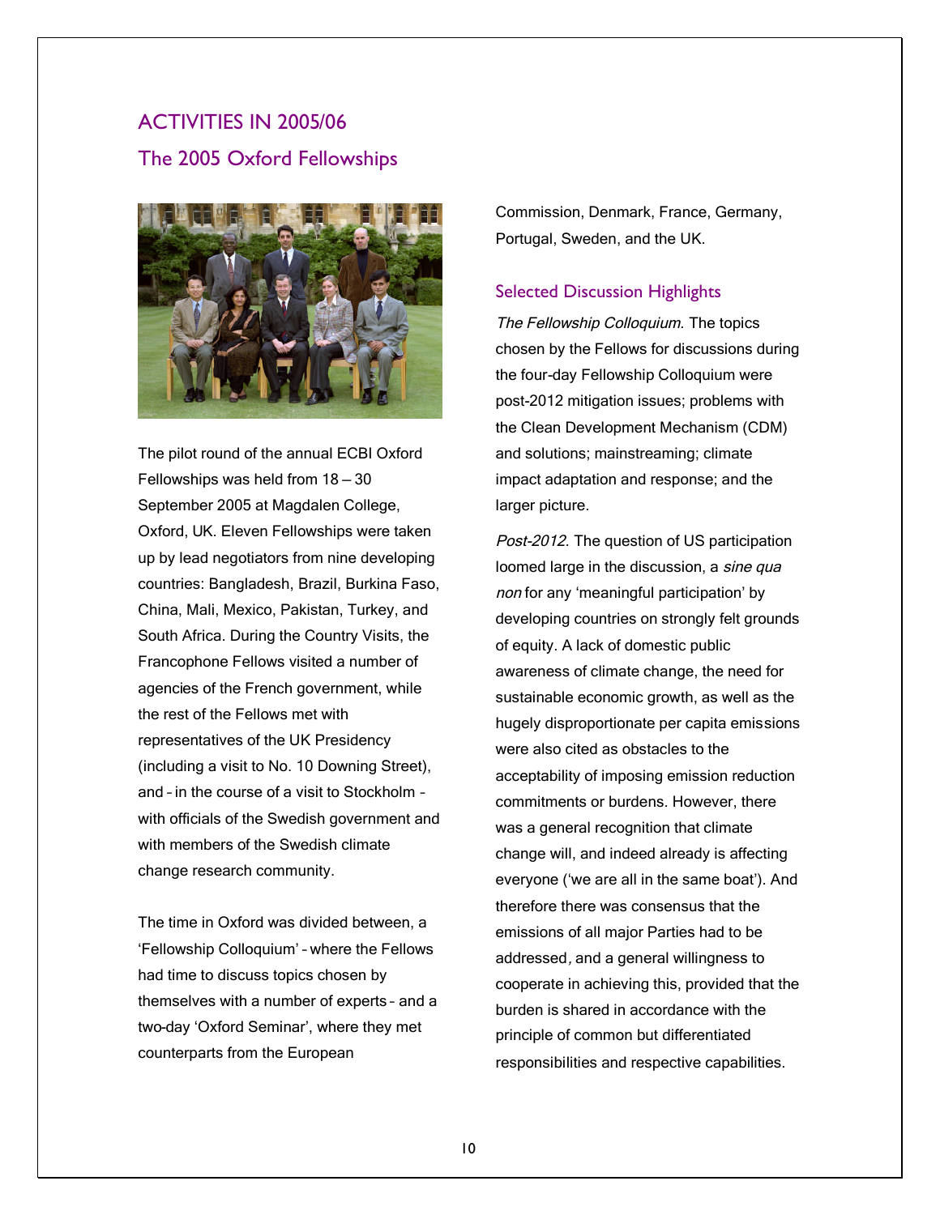## ACTIVITIES IN 2005/06

### The 2005 Oxford Fellowships

The pilot round of the annual ECBI Oxford Fellowships was held from 18 – 30 September 2005 at Magdalen College, Oxford, UK. Eleven Fellowships were taken up by lead negotiators from nine developing countries: Bangladesh, Brazil, Burkina Faso, China, Mali, Mexico, Pakistan, Turkey, and South Africa. During the Country Visits, the Francophone Fellows visited a number of agencies of the French government, while the rest of the Fellows met with representatives of the UK Presidency (including a visit to No. 10 Downing Street), and – in the course of a visit to Stockholm – with officials of the Swedish government and with members of the Swedish climate change research community.

The time in Oxford was divided between, a 'Fellowship Colloquium' – where the Fellows had time to discuss topics chosen by themselves with a number of experts – and a two-day 'Oxford Seminar', where they met counterparts from the European Commission, Denmark, France, Germany, Portugal, Sweden, and the UK.

#### Selected Discussion Highlights

*The Fellowship Colloquium.* The topics chosen by the Fellows for discussions during the four-day Fellowship Colloquium were post-2012 mitigation issues; problems with the Clean Development Mechanism (CDM) and solutions; mainstreaming; climate impact adaptation and response; and the larger picture.

*Post-2012.* The question of US participation loomed large in the discussion, a *sine qua non* for any 'meaningful participation' by developing countries on strongly felt grounds of equity. A lack of domestic public awareness of climate change, the need for sustainable economic growth, as well as the hugely disproportionate per capita emissions were also cited as obstacles to the acceptability of imposing emission reduction commitments or burdens. However, there was a general recognition that climate change will, and indeed already is affecting everyone ('we are all in the same boat'). And therefore there was consensus that the emissions of all major Parties had to be addressed, and a general willingness to cooperate in achieving this, provided that the burden is shared in accordance with the principle of common but differentiated responsibilities and respective capabilities.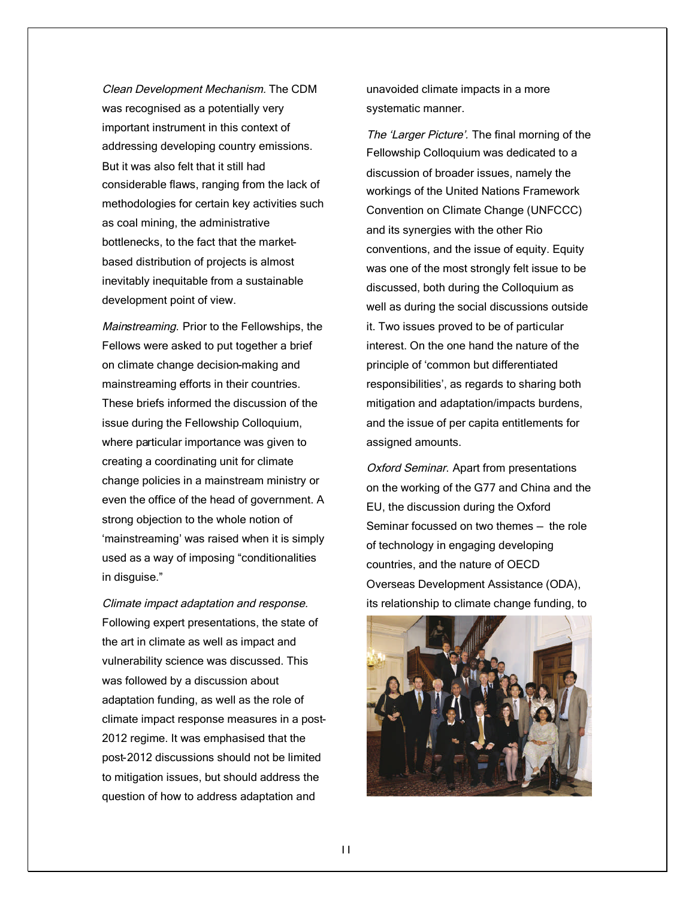*Clean Development Mechanism.* The CDM was recognised as a potentially very important instrument in this context of addressing developing country emissions. But it was also felt that it still had considerable flaws, ranging from the lack of methodologies for certain key activities such as coal mining, the administrative bottlenecks, to the fact that the market-based distribution of projects is almost inevitably inequitable from a sustainable development point of view.

*Mainstreaming.* Prior to the Fellowships, the Fellows were asked to put together a brief on climate change decision-making and mainstreaming efforts in their countries. These briefs informed the discussion of the issue during the Fellowship Colloquium, where particular importance was given to creating a coordinating unit for climate change policies in a mainstream ministry or even the office of the head of government. A strong objection to the whole notion of 'mainstreaming' was raised when it is simply used as a way of imposing "conditionalities in disguise."

*Climate impact adaptation and response.* Following expert presentations, the state of the art in climate as well as impact and vulnerability science was discussed. This was followed by a discussion about adaptation funding, as well as the role of climate impact response measures in a post-2012 regime. It was emphasised that the post-2012 discussions should not be limited to mitigation issues, but should address the question of how to address adaptation and unavoided climate impacts in a more systematic manner.

*The 'Larger Picture'.* The final morning of the Fellowship Colloquium was dedicated to a discussion of broader issues, namely the workings of the United Nations Framework Convention on Climate Change (UNFCCC) and its synergies with the other Rio conventions, and the issue of equity. Equity was one of the most strongly felt issue to be discussed, both during the Colloquium as well as during the social discussions outside it. Two issues proved to be of particular interest. On the one hand the nature of the principle of 'common but differentiated responsibilities', as regards to sharing both mitigation and adaptation/impacts burdens, and the issue of per capita entitlements for assigned amounts.

*Oxford Seminar.* Apart from presentations on the working of the G77 and China and the EU, the discussion during the Oxford Seminar focussed on two themes — the role of technology in engaging developing countries, and the nature of OECD Overseas Development Assistance (ODA), its relationship to climate change funding, to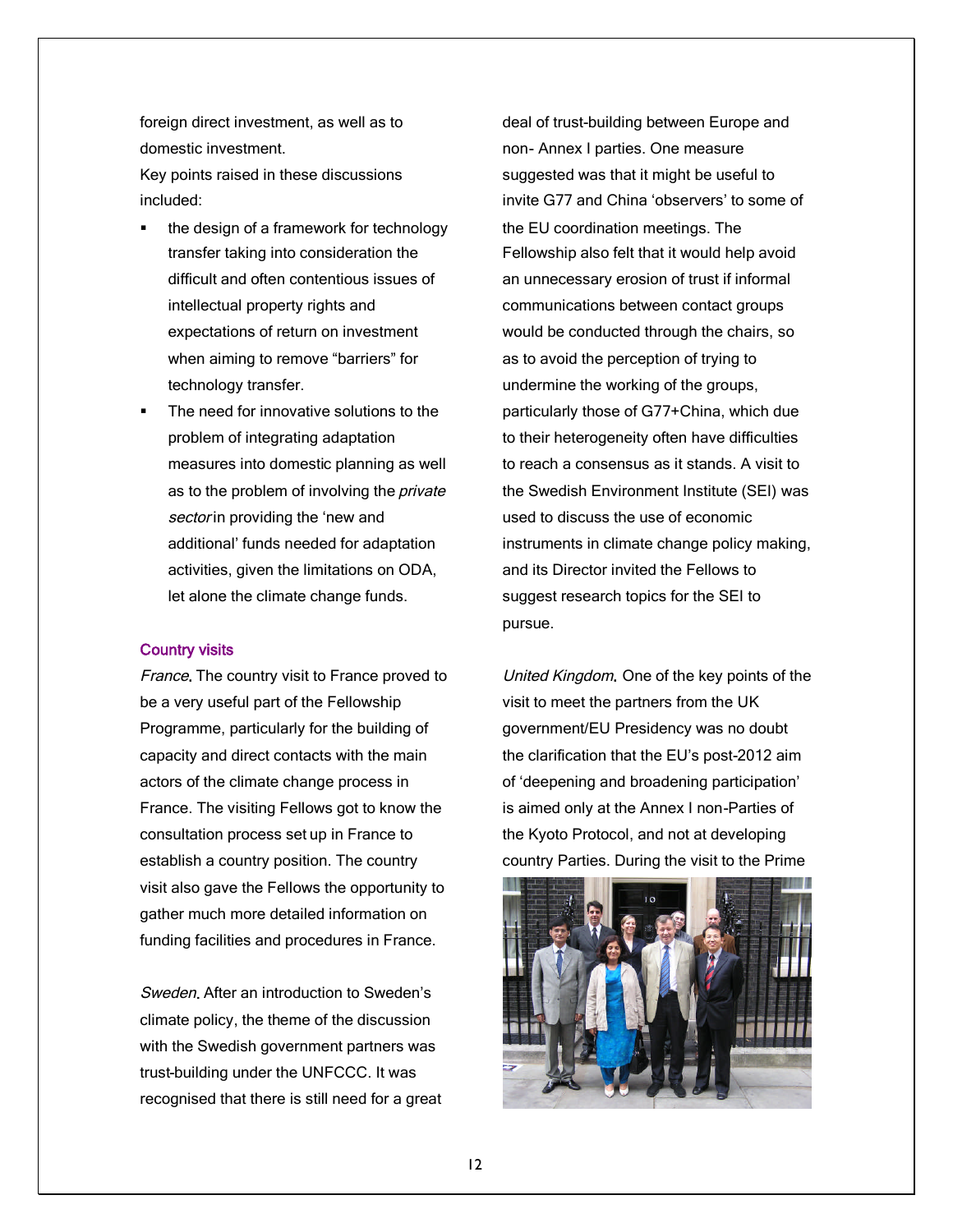foreign direct investment, as well as to domestic investment.

Key points raised in these discussions included:

- the design of a framework for technology transfer taking into consideration the difficult and often contentious issues of intellectual property rights and expectations of return on investment when aiming to remove "barriers" for technology transfer.
- The need for innovative solutions to the problem of integrating adaptation measures into domestic planning as well as to the problem of involving the *private sector* in providing the 'new and additional' funds needed for adaptation activities, given the limitations on ODA, let alone the climate change funds.

### Country visits

*France*. The country visit to France proved to be a very useful part of the Fellowship Programme, particularly for the building of capacity and direct contacts with the main actors of the climate change process in France. The visiting Fellows got to know the consultation process set up in France to establish a country position. The country visit also gave the Fellows the opportunity to gather much more detailed information on funding facilities and procedures in France.

*Sweden*. After an introduction to Sweden's climate policy, the theme of the discussion with the Swedish government partners was trust-building under the UNFCCC. It was recognised that there is still need for a great deal of trust-building between Europe and non- Annex I parties. One measure suggested was that it might be useful to invite G77 and China 'observers' to some of the EU coordination meetings. The Fellowship also felt that it would help avoid an unnecessary erosion of trust if informal communications between contact groups would be conducted through the chairs, so as to avoid the perception of trying to undermine the working of the groups, particularly those of G77+China, which due to their heterogeneity often have difficulties to reach a consensus as it stands. A visit to the Swedish Environment Institute (SEI) was used to discuss the use of economic instruments in climate change policy making, and its Director invited the Fellows to suggest research topics for the SEI to pursue.

*United Kingdom*. One of the key points of the visit to meet the partners from the UK government/EU Presidency was no doubt the clarification that the EU's post-2012 aim of 'deepening and broadening participation' is aimed only at the Annex I non-Parties of the Kyoto Protocol, and not at developing country Parties. During the visit to the Prime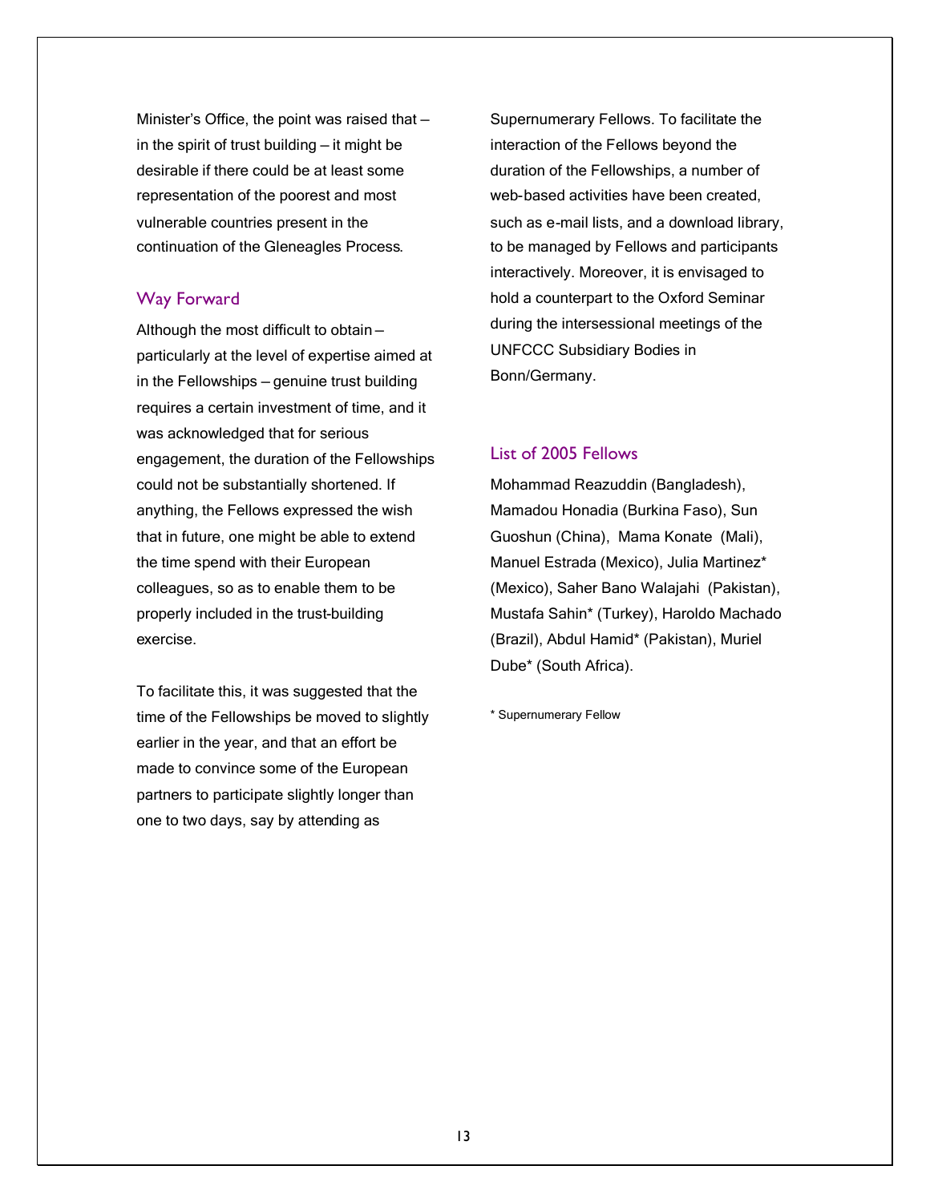Minister's Office, the point was raised that — in the spirit of trust building — it might be desirable if there could be at least some representation of the poorest and most vulnerable countries present in the continuation of the Gleneagles Process.

## Way Forward

Although the most difficult to obtain — particularly at the level of expertise aimed at in the Fellowships — genuine trust building requires a certain investment of time, and it was acknowledged that for serious engagement, the duration of the Fellowships could not be substantially shortened. If anything, the Fellows expressed the wish that in future, one might be able to extend the time spend with their European colleagues, so as to enable them to be properly included in the trust-building exercise.

To facilitate this, it was suggested that the time of the Fellowships be moved to slightly earlier in the year, and that an effort be made to convince some of the European partners to participate slightly longer than one to two days, say by attending as Supernumerary Fellows. To facilitate the interaction of the Fellows beyond the duration of the Fellowships, a number of web-based activities have been created, such as e-mail lists, and a download library, to be managed by Fellows and participants interactively. Moreover, it is envisaged to hold a counterpart to the Oxford Seminar during the intersessional meetings of the UNFCCC Subsidiary Bodies in Bonn/Germany.

## List of 2005 Fellows

Mohammad Reazuddin (Bangladesh), Mamadou Honadia (Burkina Faso), Sun Guoshun (China), Mama Konate (Mali), Manuel Estrada (Mexico), Julia Martinez* (Mexico), Saher Bano Walajahi (Pakistan), Mustafa Sahin* (Turkey), Haroldo Machado (Brazil), Abdul Hamid* (Pakistan), Muriel Dube* (South Africa).

* Supernumerary Fellow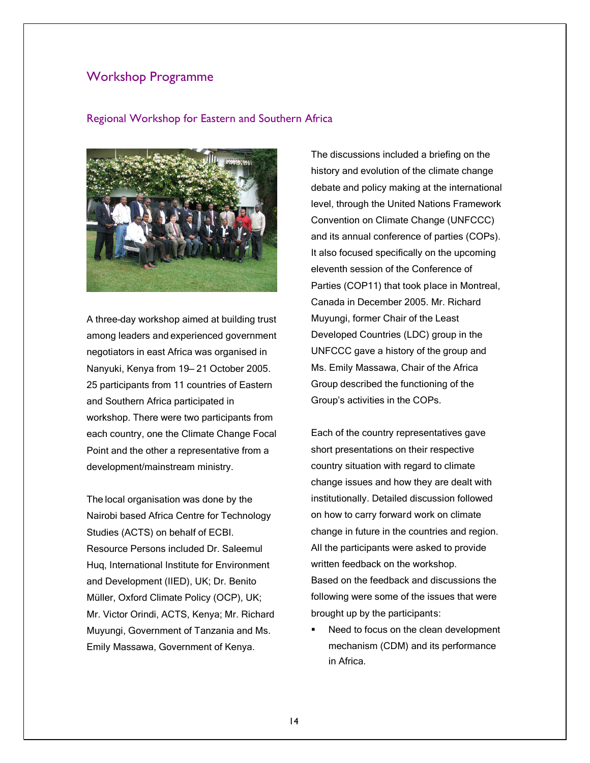# Workshop Programme

## Regional Workshop for Eastern and Southern Africa

A three-day workshop aimed at building trust among leaders and experienced government negotiators in east Africa was organised in Nanyuki, Kenya from 19– 21 October 2005. 25 participants from 11 countries of Eastern and Southern Africa participated in workshop. There were two participants from each country, one the Climate Change Focal Point and the other a representative from a development/mainstream ministry.

The local organisation was done by the Nairobi based Africa Centre for Technology Studies (ACTS) on behalf of ECBI. Resource Persons included Dr. Saleemul Huq, International Institute for Environment and Development (IIED), UK; Dr. Benito Müller, Oxford Climate Policy (OCP), UK; Mr. Victor Orindi, ACTS, Kenya; Mr. Richard Muyungi, Government of Tanzania and Ms. Emily Massawa, Government of Kenya.

The discussions included a briefing on the history and evolution of the climate change debate and policy making at the international level, through the United Nations Framework Convention on Climate Change (UNFCCC) and its annual conference of parties (COPs). It also focused specifically on the upcoming eleventh session of the Conference of Parties (COP11) that took place in Montreal, Canada in December 2005. Mr. Richard Muyungi, former Chair of the Least Developed Countries (LDC) group in the UNFCCC gave a history of the group and Ms. Emily Massawa, Chair of the Africa Group described the functioning of the Group's activities in the COPs.

Each of the country representatives gave short presentations on their respective country situation with regard to climate change issues and how they are dealt with institutionally. Detailed discussion followed on how to carry forward work on climate change in future in the countries and region. All the participants were asked to provide written feedback on the workshop.
Based on the feedback and discussions the following were some of the issues that were brought up by the participants:

- Need to focus on the clean development mechanism (CDM) and its performance in Africa.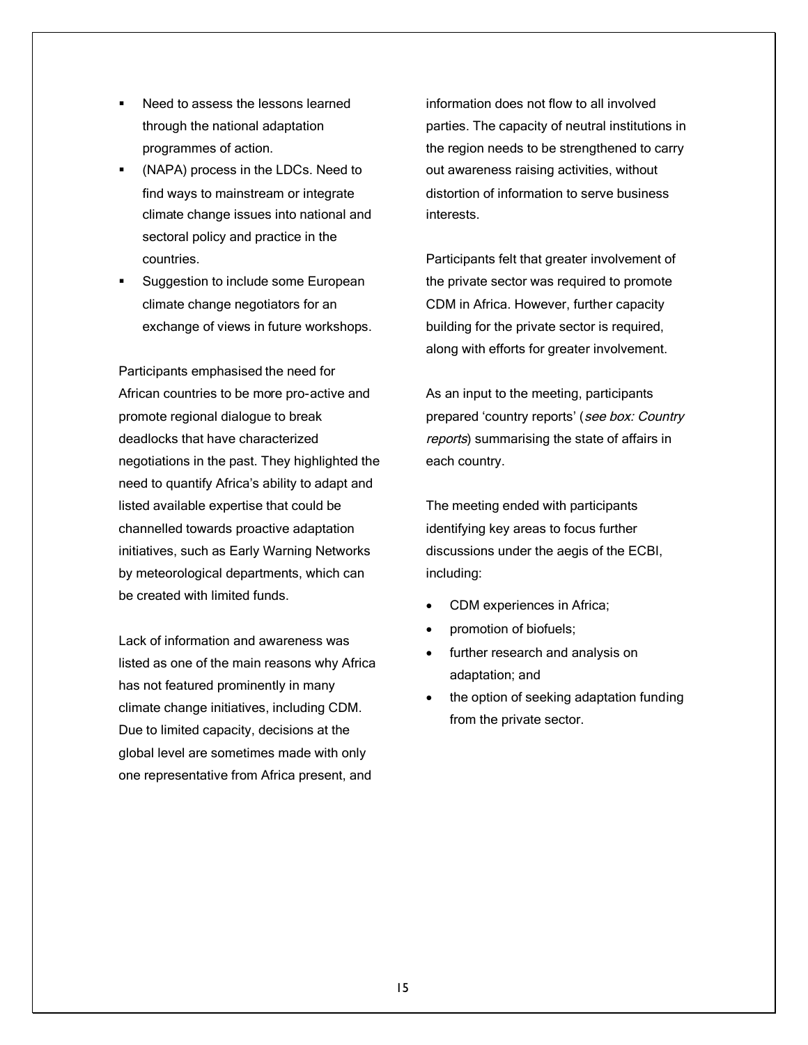- Need to assess the lessons learned through the national adaptation programmes of action.
- (NAPA) process in the LDCs. Need to find ways to mainstream or integrate climate change issues into national and sectoral policy and practice in the countries.
- Suggestion to include some European climate change negotiators for an exchange of views in future workshops.

Participants emphasised the need for African countries to be more pro-active and promote regional dialogue to break deadlocks that have characterized negotiations in the past. They highlighted the need to quantify Africa's ability to adapt and listed available expertise that could be channelled towards proactive adaptation initiatives, such as Early Warning Networks by meteorological departments, which can be created with limited funds.

Lack of information and awareness was listed as one of the main reasons why Africa has not featured prominently in many climate change initiatives, including CDM. Due to limited capacity, decisions at the global level are sometimes made with only one representative from Africa present, and information does not flow to all involved parties. The capacity of neutral institutions in the region needs to be strengthened to carry out awareness raising activities, without distortion of information to serve business interests.

Participants felt that greater involvement of the private sector was required to promote CDM in Africa. However, further capacity building for the private sector is required, along with efforts for greater involvement.

As an input to the meeting, participants prepared 'country reports' (*see box: Country reports*) summarising the state of affairs in each country.

The meeting ended with participants identifying key areas to focus further discussions under the aegis of the ECBI, including:

- CDM experiences in Africa;
- promotion of biofuels;
- further research and analysis on adaptation; and
- the option of seeking adaptation funding from the private sector.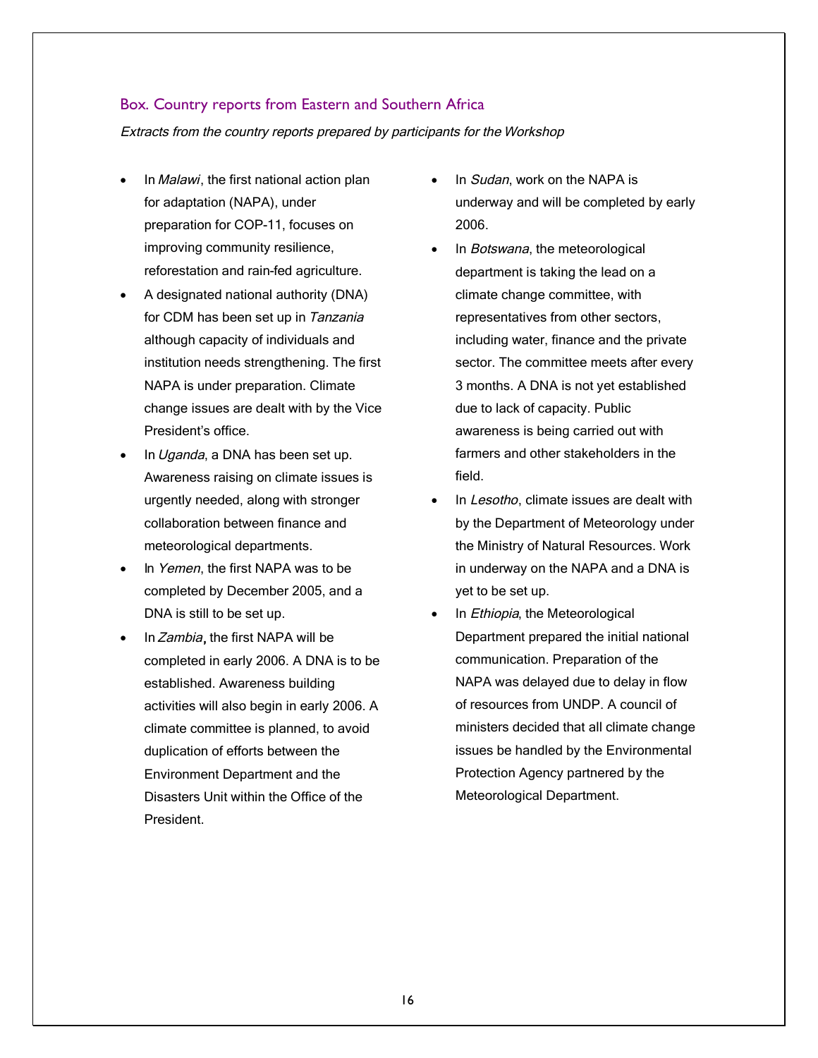### Box. Country reports from Eastern and Southern Africa

*Extracts from the country reports prepared by participants for the Workshop*

- In *Malawi*, the first national action plan for adaptation (NAPA), under preparation for COP-11, focuses on improving community resilience, reforestation and rain-fed agriculture.
- A designated national authority (DNA) for CDM has been set up in *Tanzania* although capacity of individuals and institution needs strengthening. The first NAPA is under preparation. Climate change issues are dealt with by the Vice President's office.
- In *Uganda*, a DNA has been set up. Awareness raising on climate issues is urgently needed, along with stronger collaboration between finance and meteorological departments.
- In *Yemen*, the first NAPA was to be completed by December 2005, and a DNA is still to be set up.
- In *Zambia***,** the first NAPA will be completed in early 2006. A DNA is to be established. Awareness building activities will also begin in early 2006. A climate committee is planned, to avoid duplication of efforts between the Environment Department and the Disasters Unit within the Office of the President.
- In *Sudan*, work on the NAPA is underway and will be completed by early 2006.
- In *Botswana*, the meteorological department is taking the lead on a climate change committee, with representatives from other sectors, including water, finance and the private sector. The committee meets after every 3 months. A DNA is not yet established due to lack of capacity. Public awareness is being carried out with farmers and other stakeholders in the field.
- In *Lesotho*, climate issues are dealt with by the Department of Meteorology under the Ministry of Natural Resources. Work in underway on the NAPA and a DNA is yet to be set up.
- In *Ethiopia*, the Meteorological Department prepared the initial national communication. Preparation of the NAPA was delayed due to delay in flow of resources from UNDP. A council of ministers decided that all climate change issues be handled by the Environmental Protection Agency partnered by the Meteorological Department.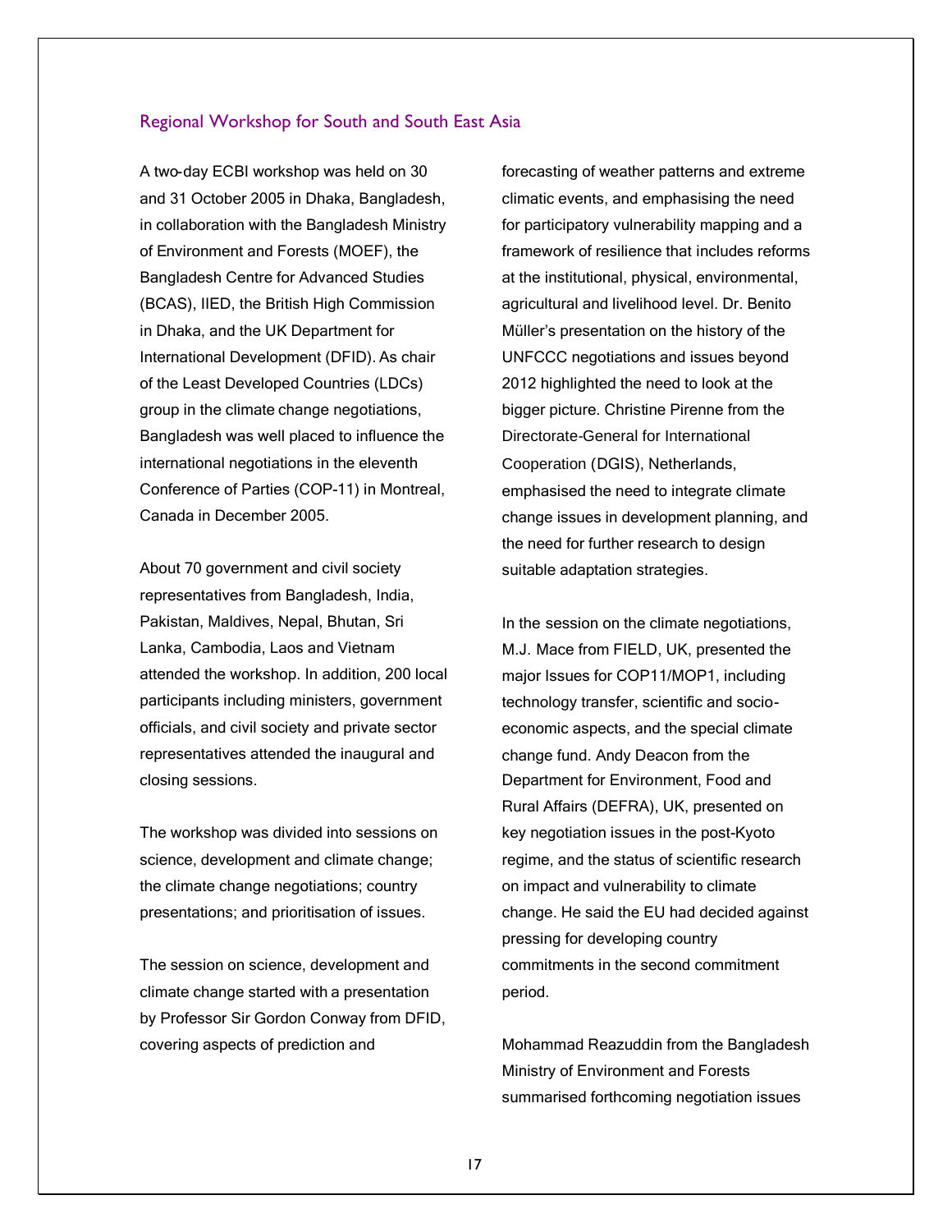## Regional Workshop for South and South East Asia

A two-day ECBI workshop was held on 30 and 31 October 2005 in Dhaka, Bangladesh, in collaboration with the Bangladesh Ministry of Environment and Forests (MOEF), the Bangladesh Centre for Advanced Studies (BCAS), IIED, the British High Commission in Dhaka, and the UK Department for International Development (DFID). As chair of the Least Developed Countries (LDCs) group in the climate change negotiations, Bangladesh was well placed to influence the international negotiations in the eleventh Conference of Parties (COP-11) in Montreal, Canada in December 2005.

About 70 government and civil society representatives from Bangladesh, India, Pakistan, Maldives, Nepal, Bhutan, Sri Lanka, Cambodia, Laos and Vietnam attended the workshop. In addition, 200 local participants including ministers, government officials, and civil society and private sector representatives attended the inaugural and closing sessions.

The workshop was divided into sessions on science, development and climate change; the climate change negotiations; country presentations; and prioritisation of issues.

The session on science, development and climate change started with a presentation by Professor Sir Gordon Conway from DFID, covering aspects of prediction and forecasting of weather patterns and extreme climatic events, and emphasising the need for participatory vulnerability mapping and a framework of resilience that includes reforms at the institutional, physical, environmental, agricultural and livelihood level. Dr. Benito Müller's presentation on the history of the UNFCCC negotiations and issues beyond 2012 highlighted the need to look at the bigger picture. Christine Pirenne from the Directorate-General for International Cooperation (DGIS), Netherlands, emphasised the need to integrate climate change issues in development planning, and the need for further research to design suitable adaptation strategies.

In the session on the climate negotiations, M.J. Mace from FIELD, UK, presented the major Issues for COP11/MOP1, including technology transfer, scientific and socio-economic aspects, and the special climate change fund. Andy Deacon from the Department for Environment, Food and Rural Affairs (DEFRA), UK, presented on key negotiation issues in the post-Kyoto regime, and the status of scientific research on impact and vulnerability to climate change. He said the EU had decided against pressing for developing country commitments in the second commitment period.

Mohammad Reazuddin from the Bangladesh Ministry of Environment and Forests summarised forthcoming negotiation issues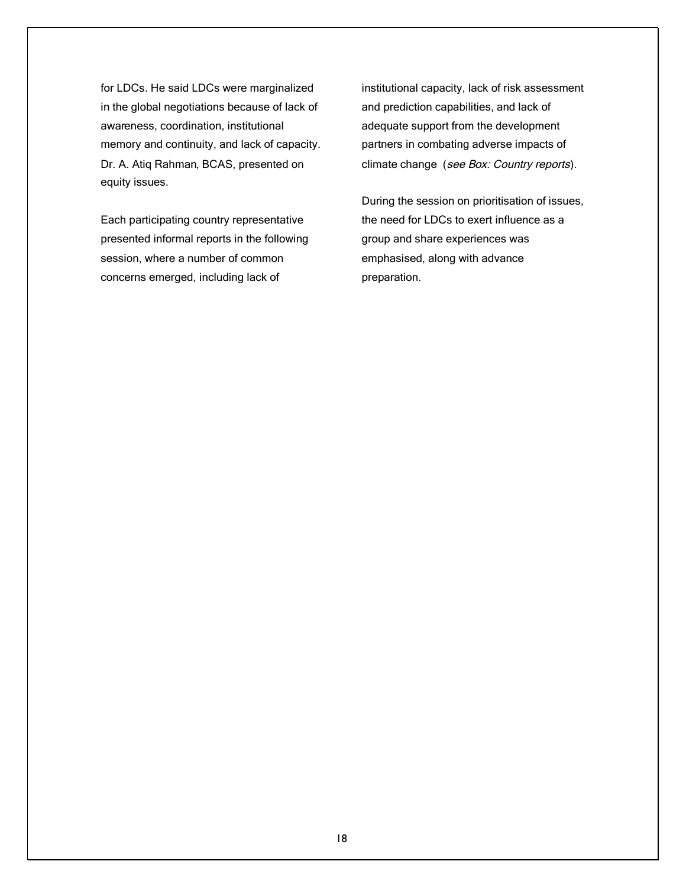for LDCs. He said LDCs were marginalized in the global negotiations because of lack of awareness, coordination, institutional memory and continuity, and lack of capacity. Dr. A. Atiq Rahman, BCAS, presented on equity issues.

Each participating country representative presented informal reports in the following session, where a number of common concerns emerged, including lack of institutional capacity, lack of risk assessment and prediction capabilities, and lack of adequate support from the development partners in combating adverse impacts of climate change (*see Box: Country reports*).

During the session on prioritisation of issues, the need for LDCs to exert influence as a group and share experiences was emphasised, along with advance preparation.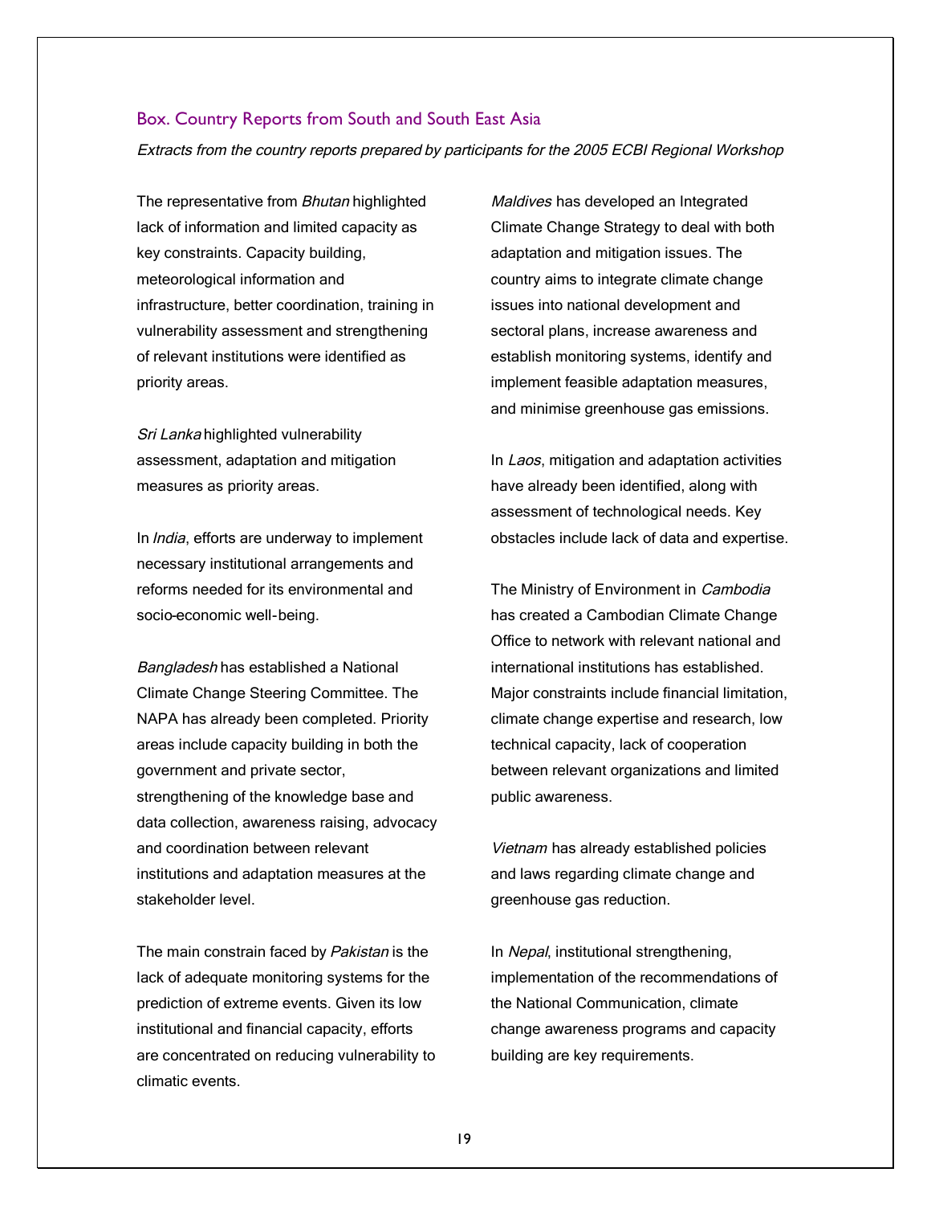### Box. Country Reports from South and South East Asia

*Extracts from the country reports prepared by participants for the 2005 ECBI Regional Workshop*

The representative from *Bhutan* highlighted lack of information and limited capacity as key constraints. Capacity building, meteorological information and infrastructure, better coordination, training in vulnerability assessment and strengthening of relevant institutions were identified as priority areas.

*Sri Lanka* highlighted vulnerability assessment, adaptation and mitigation measures as priority areas.

In *India*, efforts are underway to implement necessary institutional arrangements and reforms needed for its environmental and socio-economic well-being.

*Bangladesh* has established a National Climate Change Steering Committee. The NAPA has already been completed. Priority areas include capacity building in both the government and private sector, strengthening of the knowledge base and data collection, awareness raising, advocacy and coordination between relevant institutions and adaptation measures at the stakeholder level.

The main constrain faced by *Pakistan* is the lack of adequate monitoring systems for the prediction of extreme events. Given its low institutional and financial capacity, efforts are concentrated on reducing vulnerability to climatic events.

*Maldives* has developed an Integrated Climate Change Strategy to deal with both adaptation and mitigation issues. The country aims to integrate climate change issues into national development and sectoral plans, increase awareness and establish monitoring systems, identify and implement feasible adaptation measures, and minimise greenhouse gas emissions.

In *Laos*, mitigation and adaptation activities have already been identified, along with assessment of technological needs. Key obstacles include lack of data and expertise.

The Ministry of Environment in *Cambodia* has created a Cambodian Climate Change Office to network with relevant national and international institutions has established. Major constraints include financial limitation, climate change expertise and research, low technical capacity, lack of cooperation between relevant organizations and limited public awareness.

*Vietnam* has already established policies and laws regarding climate change and greenhouse gas reduction.

In *Nepal*, institutional strengthening, implementation of the recommendations of the National Communication, climate change awareness programs and capacity building are key requirements.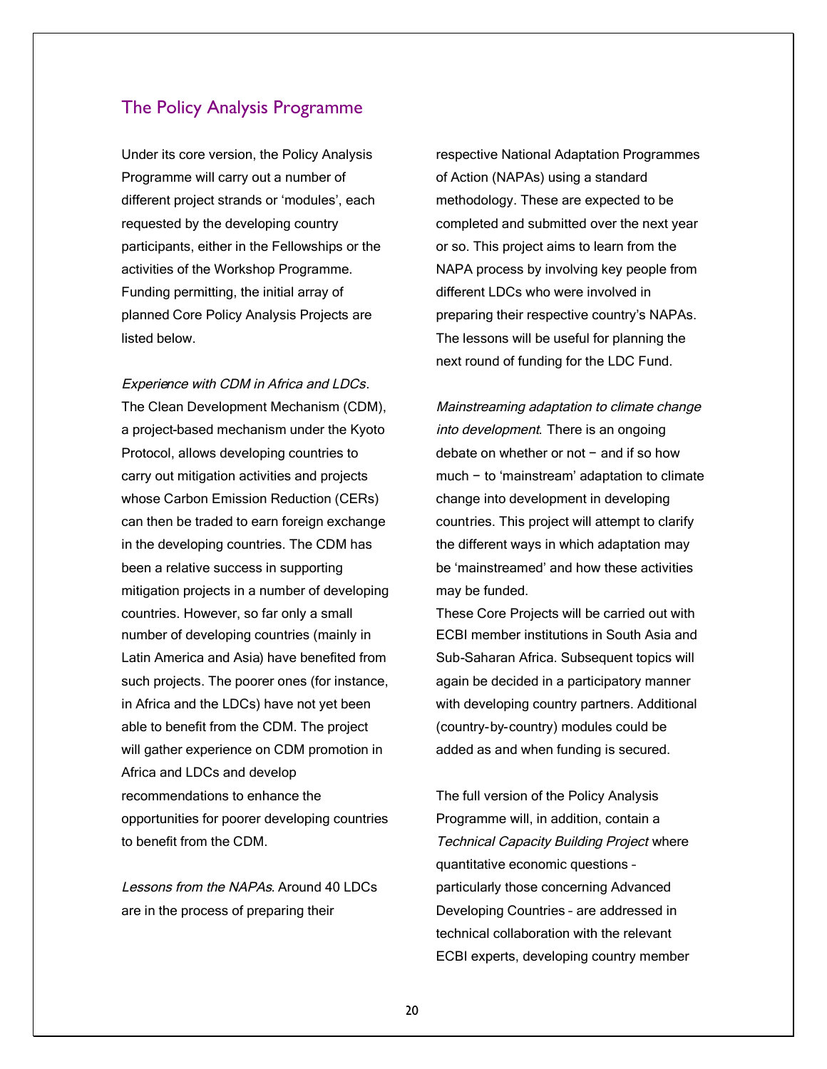## The Policy Analysis Programme

Under its core version, the Policy Analysis Programme will carry out a number of different project strands or 'modules', each requested by the developing country participants, either in the Fellowships or the activities of the Workshop Programme. Funding permitting, the initial array of planned Core Policy Analysis Projects are listed below.

*Experience with CDM in Africa and LDCs*. The Clean Development Mechanism (CDM), a project-based mechanism under the Kyoto Protocol, allows developing countries to carry out mitigation activities and projects whose Carbon Emission Reduction (CERs) can then be traded to earn foreign exchange in the developing countries. The CDM has been a relative success in supporting mitigation projects in a number of developing countries. However, so far only a small number of developing countries (mainly in Latin America and Asia) have benefited from such projects. The poorer ones (for instance, in Africa and the LDCs) have not yet been able to benefit from the CDM. The project will gather experience on CDM promotion in Africa and LDCs and develop recommendations to enhance the opportunities for poorer developing countries to benefit from the CDM.

*Lessons from the NAPAs*. Around 40 LDCs are in the process of preparing their respective National Adaptation Programmes of Action (NAPAs) using a standard methodology. These are expected to be completed and submitted over the next year or so. This project aims to learn from the NAPA process by involving key people from different LDCs who were involved in preparing their respective country's NAPAs. The lessons will be useful for planning the next round of funding for the LDC Fund.

*Mainstreaming adaptation to climate change into development*. There is an ongoing debate on whether or not – and if so how much – to 'mainstream' adaptation to climate change into development in developing countries. This project will attempt to clarify the different ways in which adaptation may be 'mainstreamed' and how these activities may be funded.

These Core Projects will be carried out with ECBI member institutions in South Asia and Sub-Saharan Africa. Subsequent topics will again be decided in a participatory manner with developing country partners. Additional (country-by-country) modules could be added as and when funding is secured.

The full version of the Policy Analysis Programme will, in addition, contain a *Technical Capacity Building Project* where quantitative economic questions – particularly those concerning Advanced Developing Countries – are addressed in technical collaboration with the relevant ECBI experts, developing country member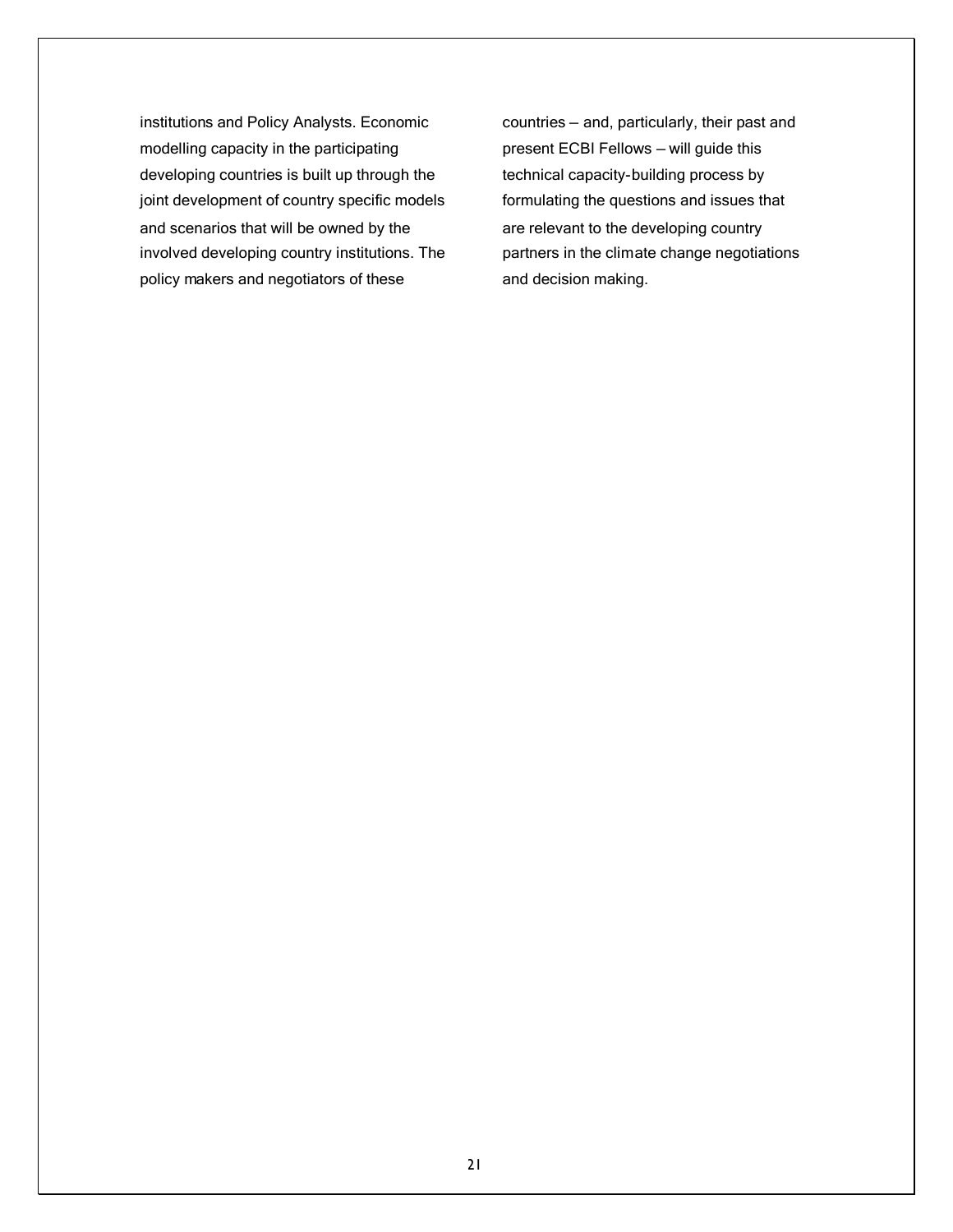institutions and Policy Analysts. Economic modelling capacity in the participating developing countries is built up through the joint development of country specific models and scenarios that will be owned by the involved developing country institutions. The policy makers and negotiators of these countries — and, particularly, their past and present ECBI Fellows — will guide this technical capacity-building process by formulating the questions and issues that are relevant to the developing country partners in the climate change negotiations and decision making.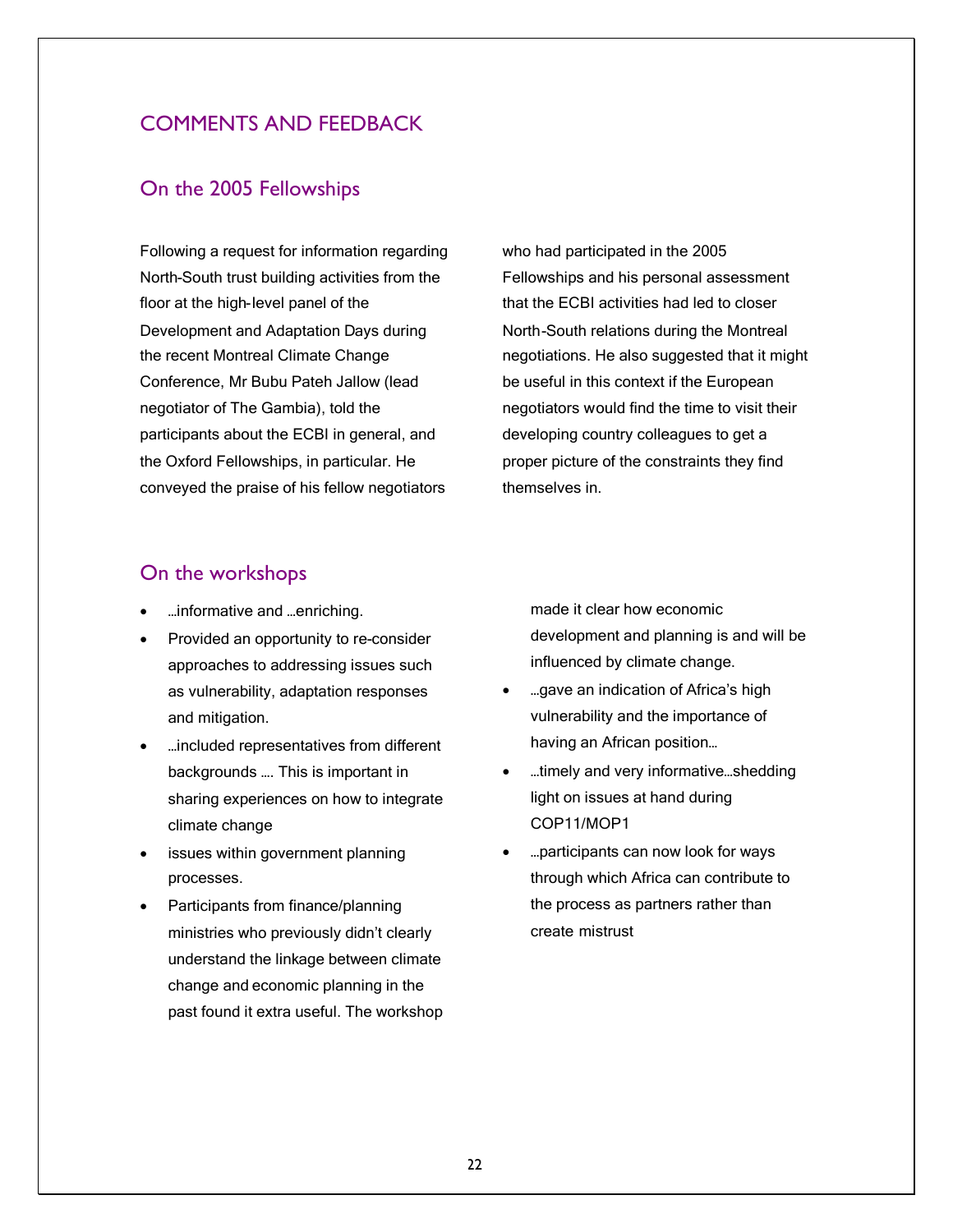## COMMENTS AND FEEDBACK

### On the 2005 Fellowships

Following a request for information regarding North-South trust building activities from the floor at the high-level panel of the Development and Adaptation Days during the recent Montreal Climate Change Conference, Mr Bubu Pateh Jallow (lead negotiator of The Gambia), told the participants about the ECBI in general, and the Oxford Fellowships, in particular. He conveyed the praise of his fellow negotiators who had participated in the 2005 Fellowships and his personal assessment that the ECBI activities had led to closer North-South relations during the Montreal negotiations. He also suggested that it might be useful in this context if the European negotiators would find the time to visit their developing country colleagues to get a proper picture of the constraints they find themselves in.

### On the workshops

- …informative and …enriching.
- Provided an opportunity to re-consider approaches to addressing issues such as vulnerability, adaptation responses and mitigation.
- …included representatives from different backgrounds …. This is important in sharing experiences on how to integrate climate change
- issues within government planning processes.
- Participants from finance/planning ministries who previously didn't clearly understand the linkage between climate change and economic planning in the past found it extra useful. The workshop made it clear how economic development and planning is and will be influenced by climate change.
- …gave an indication of Africa's high vulnerability and the importance of having an African position…
- …timely and very informative…shedding light on issues at hand during COP11/MOP1
- …participants can now look for ways through which Africa can contribute to the process as partners rather than create mistrust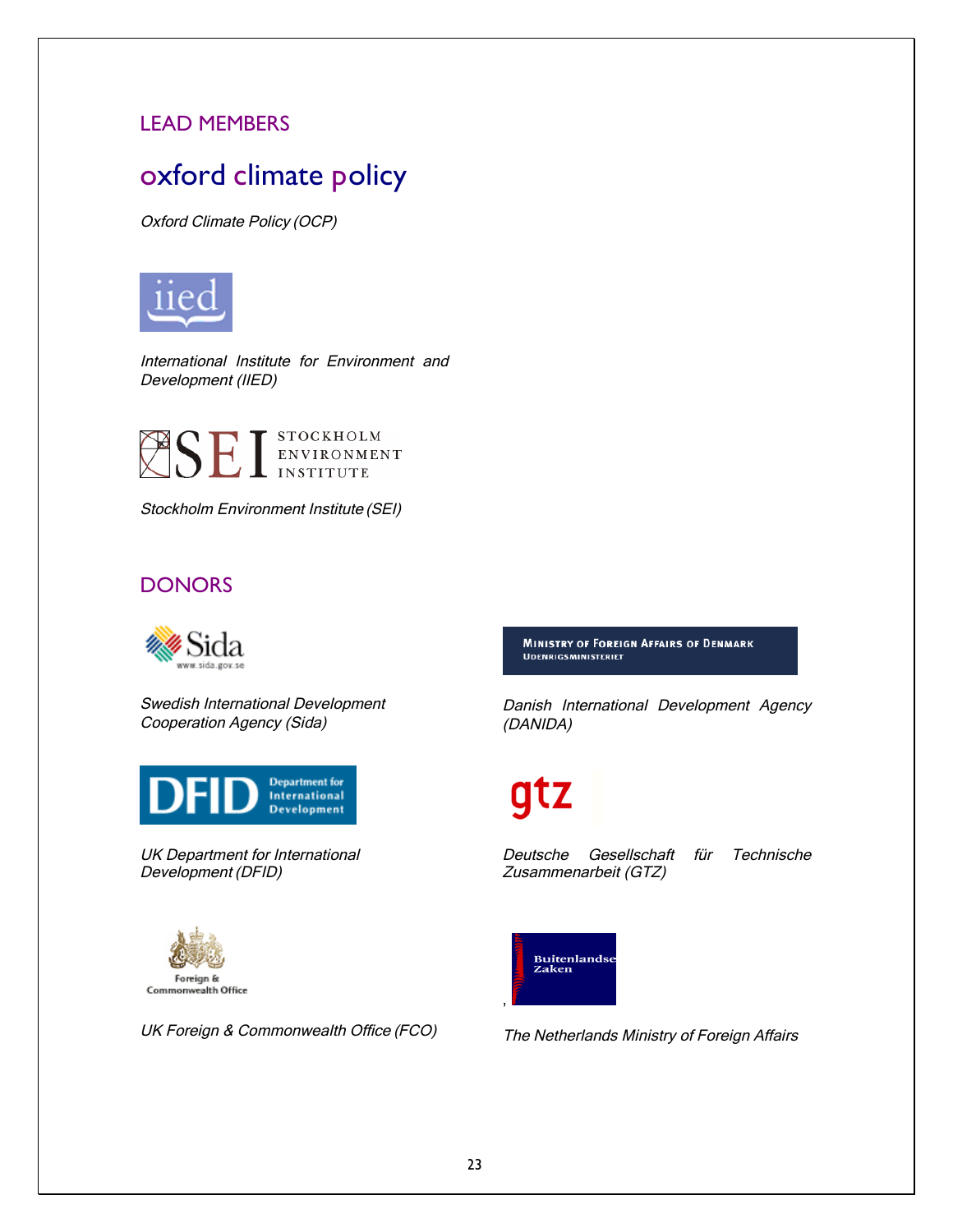## LEAD MEMBERS

oxford climate policy

*Oxford Climate Policy (OCP)*

iied

*International Institute for Environment and Development (IIED)*

SEI STOCKHOLM ENVIRONMENT INSTITUTE

*Stockholm Environment Institute (SEI)*

## DONORS

Sida www.sida.gov.se

*Swedish International Development Cooperation Agency (Sida)*

MINISTRY OF FOREIGN AFFAIRS OF DENMARK
UDENRIGSMINISTERIET

*Danish International Development Agency (DANIDA)*

DFID Department for International Development

*UK Department for International Development (DFID)*

gtz

*Deutsche Gesellschaft für Technische Zusammenarbeit (GTZ)*

Foreign & Commonwealth Office

*UK Foreign & Commonwealth Office (FCO)*

Buitenlandse Zaken

*The Netherlands Ministry of Foreign Affairs*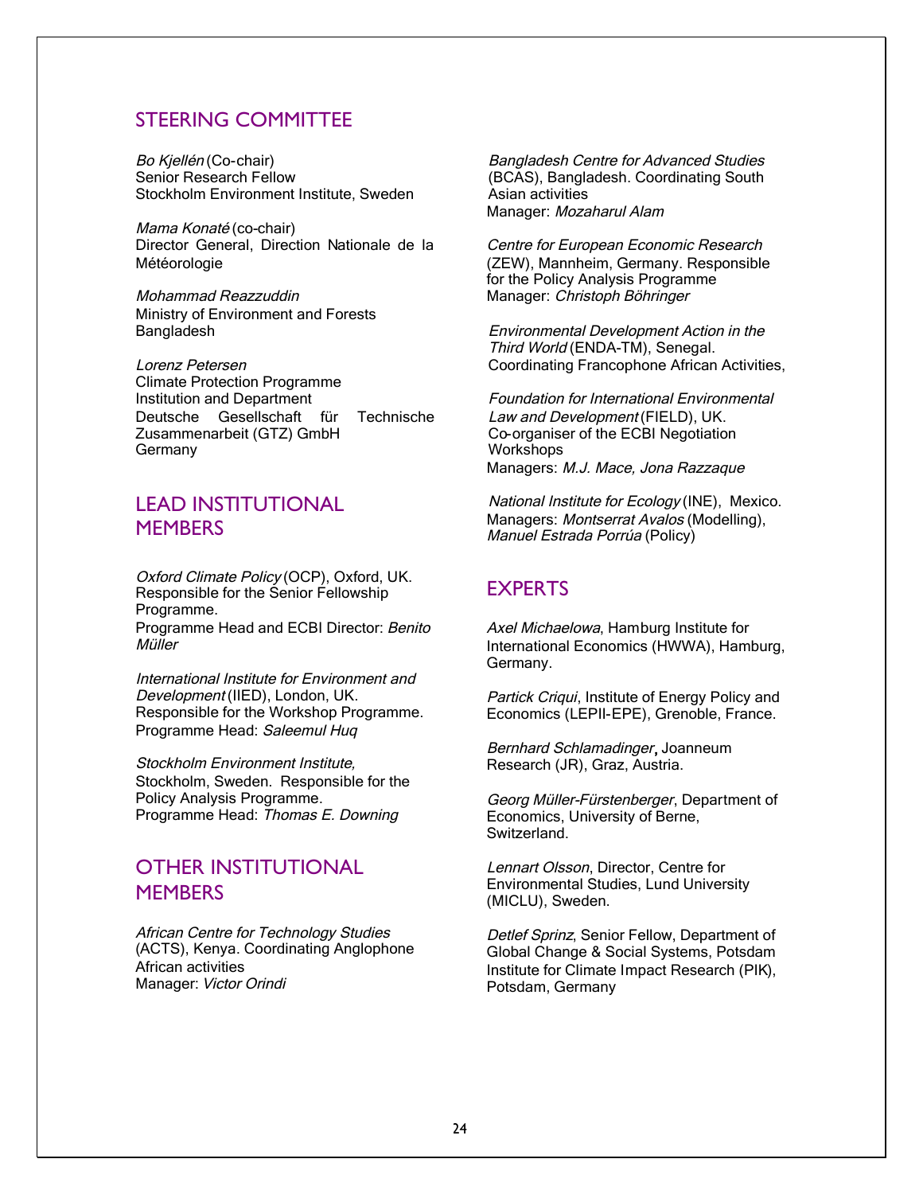## STEERING COMMITTEE

*Bo Kjellén* (Co-chair)
Senior Research Fellow
Stockholm Environment Institute, Sweden

*Mama Konaté* (co-chair)
Director General, Direction Nationale de la Météorologie

*Mohammad Reazzuddin*
Ministry of Environment and Forests
Bangladesh

*Lorenz Petersen*
Climate Protection Programme
Institution and Department
Deutsche Gesellschaft für Technische Zusammenarbeit (GTZ) GmbH
Germany

## LEAD INSTITUTIONAL MEMBERS

*Oxford Climate Policy* (OCP), Oxford, UK.
Responsible for the Senior Fellowship Programme.
Programme Head and ECBI Director: *Benito Müller*

*International Institute for Environment and Development* (IIED), London, UK.
Responsible for the Workshop Programme.
Programme Head: *Saleemul Huq*

*Stockholm Environment Institute,*
Stockholm, Sweden. Responsible for the Policy Analysis Programme.
Programme Head: *Thomas E. Downing*

## OTHER INSTITUTIONAL MEMBERS

*African Centre for Technology Studies* (ACTS), Kenya. Coordinating Anglophone African activities
Manager: *Victor Orindi*

*Bangladesh Centre for Advanced Studies* (BCAS), Bangladesh. Coordinating South Asian activities
Manager: *Mozaharul Alam*

*Centre for European Economic Research* (ZEW), Mannheim, Germany. Responsible for the Policy Analysis Programme
Manager: *Christoph Böhringer*

*Environmental Development Action in the Third World* (ENDA-TM), Senegal.
Coordinating Francophone African Activities,

*Foundation for International Environmental Law and Development* (FIELD), UK.
Co-organiser of the ECBI Negotiation Workshops
Managers: *M.J. Mace, Jona Razzaque*

*National Institute for Ecology* (INE), Mexico.
Managers: *Montserrat Avalos* (Modelling), *Manuel Estrada Porrúa* (Policy)

## EXPERTS

*Axel Michaelowa*, Hamburg Institute for International Economics (HWWA), Hamburg, Germany.

*Partick Criqui*, Institute of Energy Policy and Economics (LEPII-EPE), Grenoble, France.

*Bernhard Schlamadinger*, Joanneum Research (JR), Graz, Austria.

*Georg Müller-Fürstenberger*, Department of Economics, University of Berne, Switzerland.

*Lennart Olsson*, Director, Centre for Environmental Studies, Lund University (MICLU), Sweden.

*Detlef Sprinz*, Senior Fellow, Department of Global Change & Social Systems, Potsdam Institute for Climate Impact Research (PIK), Potsdam, Germany